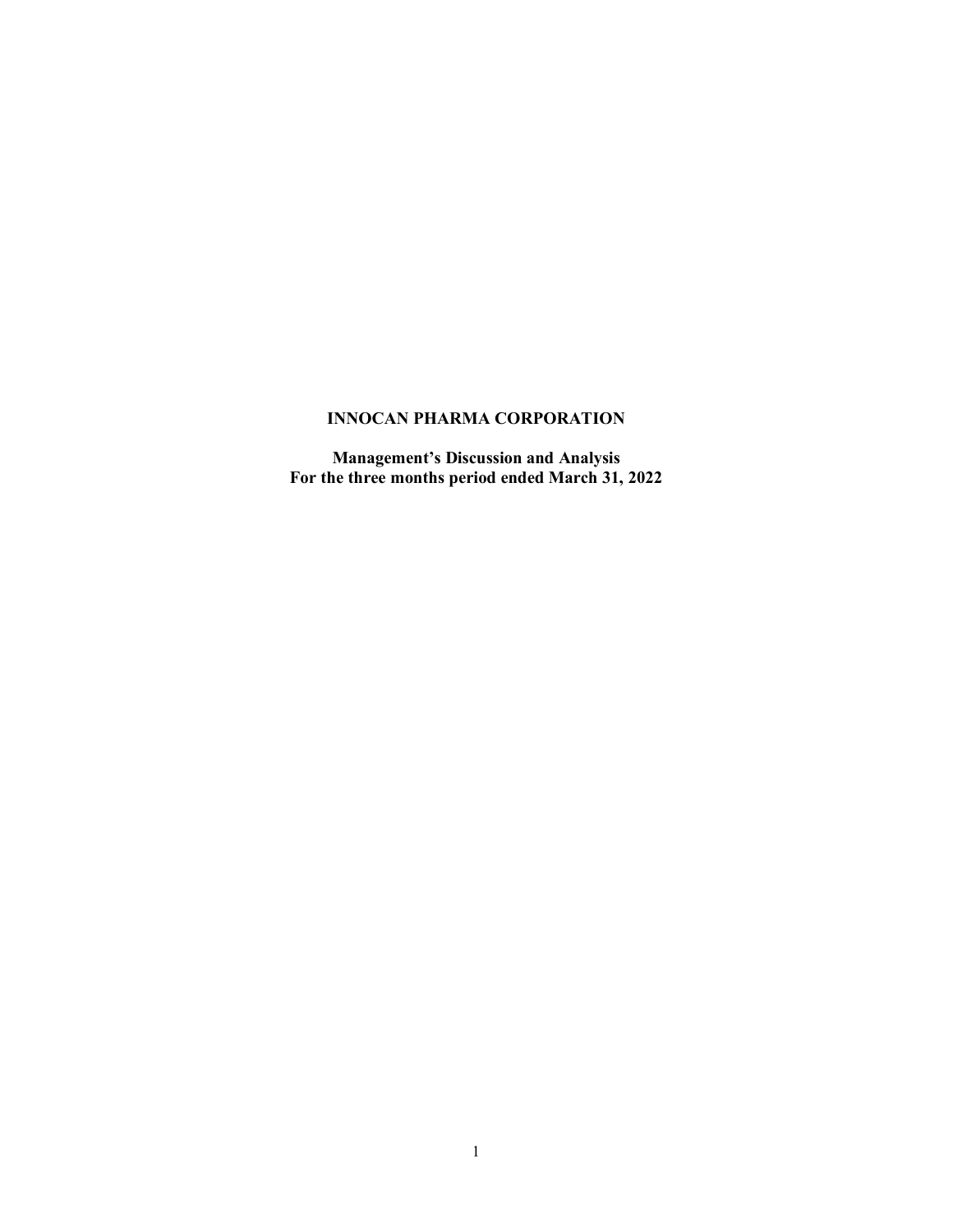# INNOCAN PHARMA CORPORATION

## Management's Discussion and Analysis
## For the three months period ended March 31, 2022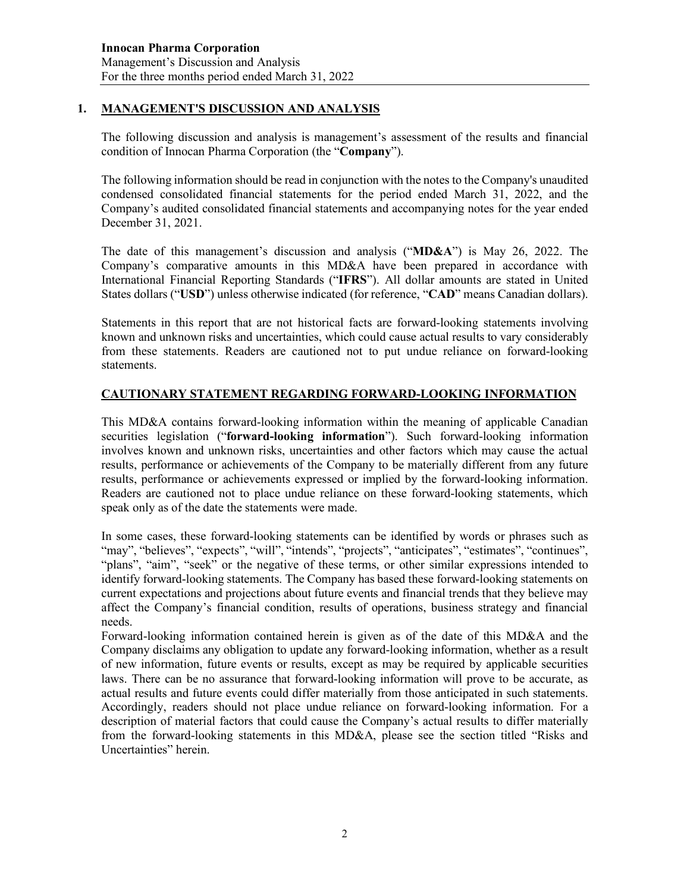## 1. MANAGEMENT'S DISCUSSION AND ANALYSIS

The following discussion and analysis is management's assessment of the results and financial condition of Innocan Pharma Corporation (the "**Company**").

The following information should be read in conjunction with the notes to the Company's unaudited condensed consolidated financial statements for the period ended March 31, 2022, and the Company's audited consolidated financial statements and accompanying notes for the year ended December 31, 2021.

The date of this management's discussion and analysis ("**MD&A**") is May 26, 2022. The Company's comparative amounts in this MD&A have been prepared in accordance with International Financial Reporting Standards ("**IFRS**"). All dollar amounts are stated in United States dollars ("**USD**") unless otherwise indicated (for reference, "**CAD**" means Canadian dollars).

Statements in this report that are not historical facts are forward-looking statements involving known and unknown risks and uncertainties, which could cause actual results to vary considerably from these statements. Readers are cautioned not to put undue reliance on forward-looking statements.

### CAUTIONARY STATEMENT REGARDING FORWARD-LOOKING INFORMATION

This MD&A contains forward-looking information within the meaning of applicable Canadian securities legislation ("**forward-looking information**"). Such forward-looking information involves known and unknown risks, uncertainties and other factors which may cause the actual results, performance or achievements of the Company to be materially different from any future results, performance or achievements expressed or implied by the forward-looking information. Readers are cautioned not to place undue reliance on these forward-looking statements, which speak only as of the date the statements were made.

In some cases, these forward-looking statements can be identified by words or phrases such as "may", "believes", "expects", "will", "intends", "projects", "anticipates", "estimates", "continues", "plans", "aim", "seek" or the negative of these terms, or other similar expressions intended to identify forward-looking statements. The Company has based these forward-looking statements on current expectations and projections about future events and financial trends that they believe may affect the Company's financial condition, results of operations, business strategy and financial needs.

Forward-looking information contained herein is given as of the date of this MD&A and the Company disclaims any obligation to update any forward-looking information, whether as a result of new information, future events or results, except as may be required by applicable securities laws. There can be no assurance that forward-looking information will prove to be accurate, as actual results and future events could differ materially from those anticipated in such statements. Accordingly, readers should not place undue reliance on forward-looking information. For a description of material factors that could cause the Company's actual results to differ materially from the forward-looking statements in this MD&A, please see the section titled "Risks and Uncertainties" herein.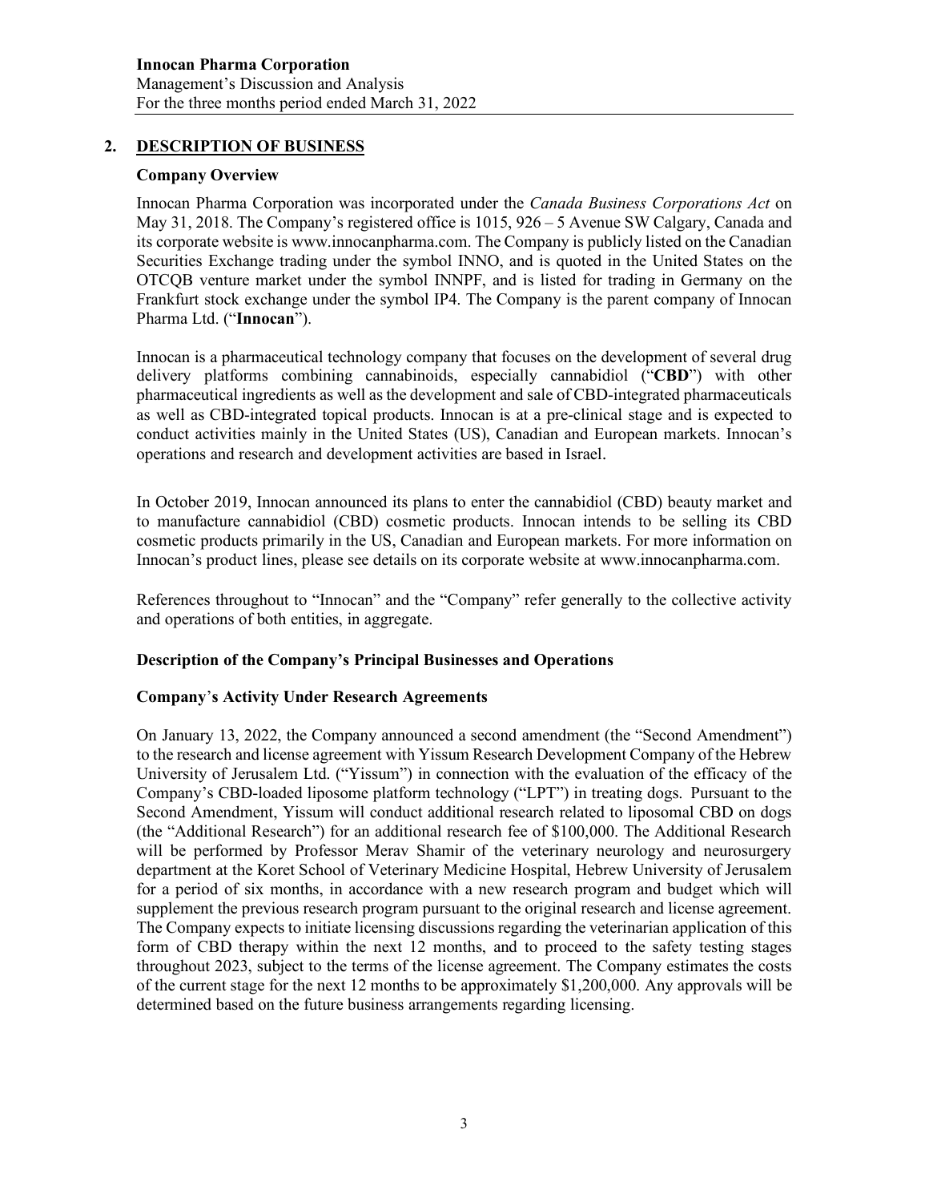## 2. DESCRIPTION OF BUSINESS

### Company Overview

Innocan Pharma Corporation was incorporated under the *Canada Business Corporations Act* on May 31, 2018. The Company's registered office is 1015, 926 – 5 Avenue SW Calgary, Canada and its corporate website is www.innocanpharma.com. The Company is publicly listed on the Canadian Securities Exchange trading under the symbol INNO, and is quoted in the United States on the OTCQB venture market under the symbol INNPF, and is listed for trading in Germany on the Frankfurt stock exchange under the symbol IP4. The Company is the parent company of Innocan Pharma Ltd. ("**Innocan**").

Innocan is a pharmaceutical technology company that focuses on the development of several drug delivery platforms combining cannabinoids, especially cannabidiol ("**CBD**") with other pharmaceutical ingredients as well as the development and sale of CBD-integrated pharmaceuticals as well as CBD-integrated topical products. Innocan is at a pre-clinical stage and is expected to conduct activities mainly in the United States (US), Canadian and European markets. Innocan's operations and research and development activities are based in Israel.

In October 2019, Innocan announced its plans to enter the cannabidiol (CBD) beauty market and to manufacture cannabidiol (CBD) cosmetic products. Innocan intends to be selling its CBD cosmetic products primarily in the US, Canadian and European markets. For more information on Innocan's product lines, please see details on its corporate website at www.innocanpharma.com.

References throughout to "Innocan" and the "Company" refer generally to the collective activity and operations of both entities, in aggregate.

### Description of the Company's Principal Businesses and Operations

### Company's Activity Under Research Agreements

On January 13, 2022, the Company announced a second amendment (the "Second Amendment") to the research and license agreement with Yissum Research Development Company of the Hebrew University of Jerusalem Ltd. ("Yissum") in connection with the evaluation of the efficacy of the Company's CBD-loaded liposome platform technology ("LPT") in treating dogs. Pursuant to the Second Amendment, Yissum will conduct additional research related to liposomal CBD on dogs (the "Additional Research") for an additional research fee of $100,000. The Additional Research will be performed by Professor Merav Shamir of the veterinary neurology and neurosurgery department at the Koret School of Veterinary Medicine Hospital, Hebrew University of Jerusalem for a period of six months, in accordance with a new research program and budget which will supplement the previous research program pursuant to the original research and license agreement. The Company expects to initiate licensing discussions regarding the veterinarian application of this form of CBD therapy within the next 12 months, and to proceed to the safety testing stages throughout 2023, subject to the terms of the license agreement. The Company estimates the costs of the current stage for the next 12 months to be approximately $1,200,000. Any approvals will be determined based on the future business arrangements regarding licensing.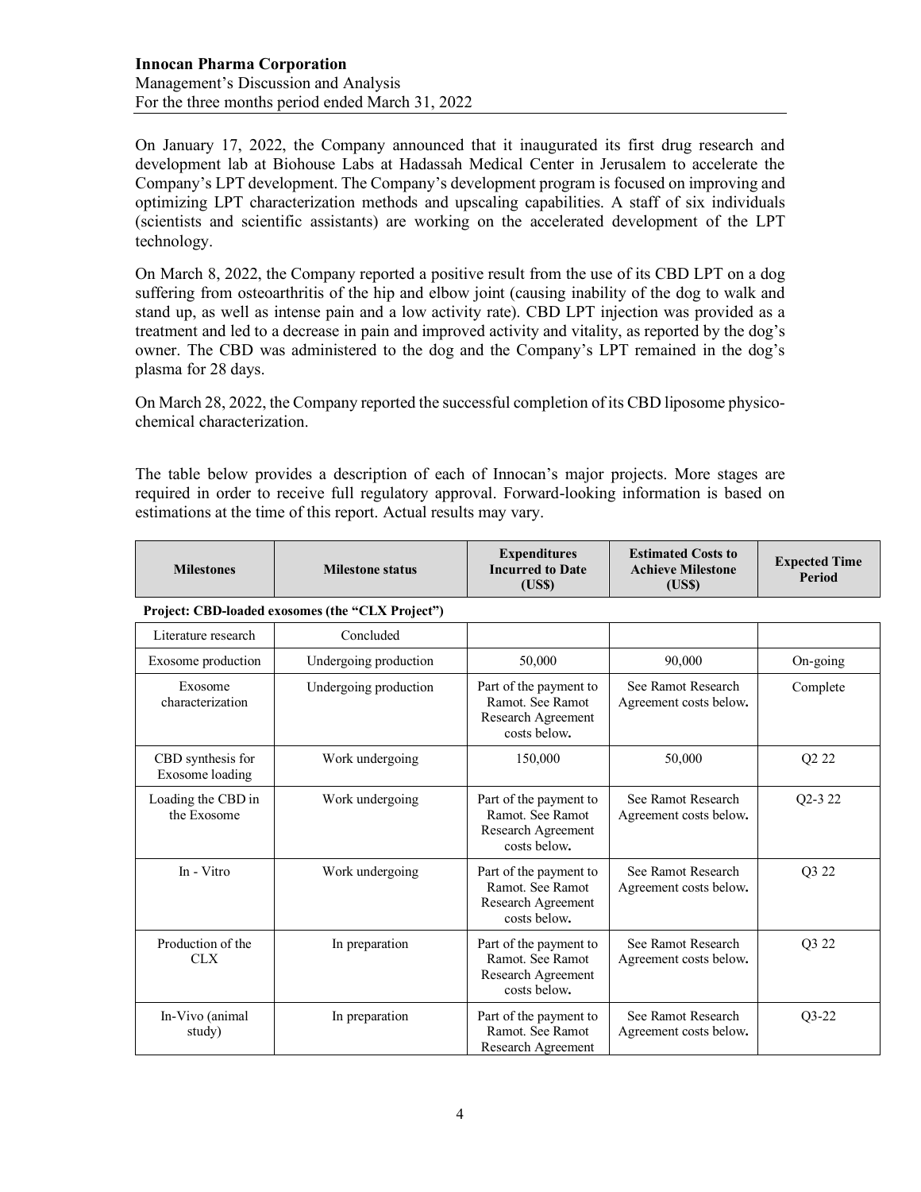On January 17, 2022, the Company announced that it inaugurated its first drug research and development lab at Biohouse Labs at Hadassah Medical Center in Jerusalem to accelerate the Company's LPT development. The Company's development program is focused on improving and optimizing LPT characterization methods and upscaling capabilities. A staff of six individuals (scientists and scientific assistants) are working on the accelerated development of the LPT technology.

On March 8, 2022, the Company reported a positive result from the use of its CBD LPT on a dog suffering from osteoarthritis of the hip and elbow joint (causing inability of the dog to walk and stand up, as well as intense pain and a low activity rate). CBD LPT injection was provided as a treatment and led to a decrease in pain and improved activity and vitality, as reported by the dog's owner. The CBD was administered to the dog and the Company's LPT remained in the dog's plasma for 28 days.

On March 28, 2022, the Company reported the successful completion of its CBD liposome physico-chemical characterization.

The table below provides a description of each of Innocan's major projects. More stages are required in order to receive full regulatory approval. Forward-looking information is based on estimations at the time of this report. Actual results may vary.

| Milestones | Milestone status | Expenditures Incurred to Date (US$) | Estimated Costs to Achieve Milestone (US$) | Expected Time Period |
|---|---|---|---|---|
| **Project: CBD-loaded exosomes (the "CLX Project")** | | | | |
| Literature research | Concluded | | | |
| Exosome production | Undergoing production | 50,000 | 90,000 | On-going |
| Exosome characterization | Undergoing production | Part of the payment to Ramot. See Ramot Research Agreement costs below. | See Ramot Research Agreement costs below. | Complete |
| CBD synthesis for Exosome loading | Work undergoing | 150,000 | 50,000 | Q2 22 |
| Loading the CBD in the Exosome | Work undergoing | Part of the payment to Ramot. See Ramot Research Agreement costs below. | See Ramot Research Agreement costs below. | Q2-3 22 |
| In - Vitro | Work undergoing | Part of the payment to Ramot. See Ramot Research Agreement costs below. | See Ramot Research Agreement costs below. | Q3 22 |
| Production of the CLX | In preparation | Part of the payment to Ramot. See Ramot Research Agreement costs below. | See Ramot Research Agreement costs below. | Q3 22 |
| In-Vivo (animal study) | In preparation | Part of the payment to Ramot. See Ramot Research Agreement | See Ramot Research Agreement costs below. | Q3-22 |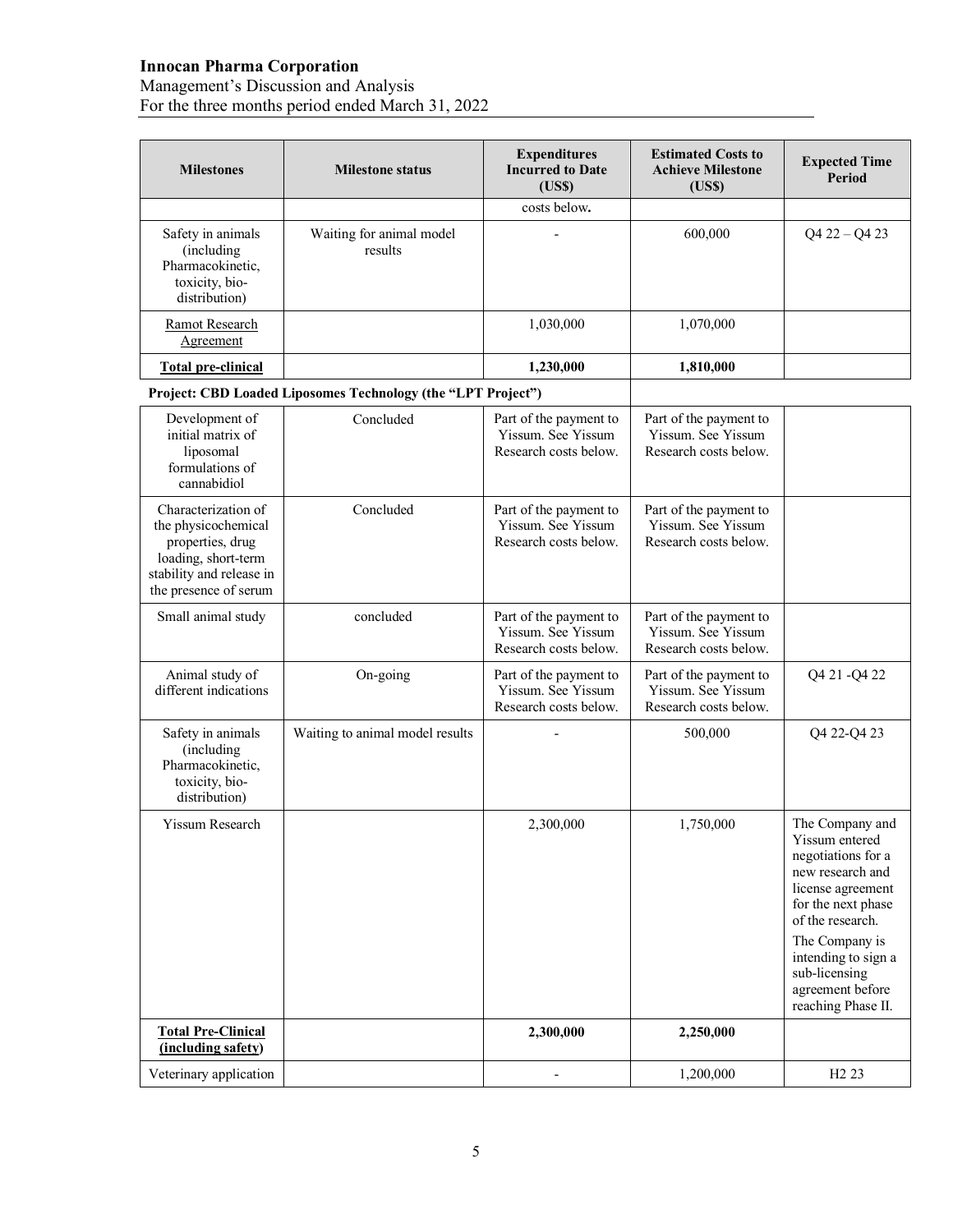| Milestones | Milestone status | Expenditures Incurred to Date (US$) | Estimated Costs to Achieve Milestone (US$) | Expected Time Period |
|---|---|---|---|---|
| | | costs below**.** | | |
| Safety in animals (including Pharmacokinetic, toxicity, bio-distribution) | Waiting for animal model results | - | 600,000 | Q4 22 – Q4 23 |
| Ramot Research Agreement | | 1,030,000 | 1,070,000 | |
| **Total pre-clinical** | | **1,230,000** | **1,810,000** | |
| **Project: CBD Loaded Liposomes Technology (the "LPT Project")** | | | | |
| Development of initial matrix of liposomal formulations of cannabidiol | Concluded | Part of the payment to Yissum. See Yissum Research costs below. | Part of the payment to Yissum. See Yissum Research costs below. | |
| Characterization of the physicochemical properties, drug loading, short-term stability and release in the presence of serum | Concluded | Part of the payment to Yissum. See Yissum Research costs below. | Part of the payment to Yissum. See Yissum Research costs below. | |
| Small animal study | concluded | Part of the payment to Yissum. See Yissum Research costs below. | Part of the payment to Yissum. See Yissum Research costs below. | |
| Animal study of different indications | On-going | Part of the payment to Yissum. See Yissum Research costs below. | Part of the payment to Yissum. See Yissum Research costs below. | Q4 21 -Q4 22 |
| Safety in animals (including Pharmacokinetic, toxicity, bio-distribution) | Waiting to animal model results | - | 500,000 | Q4 22-Q4 23 |
| Yissum Research | | 2,300,000 | 1,750,000 | The Company and Yissum entered negotiations for a new research and license agreement for the next phase of the research. The Company is intending to sign a sub-licensing agreement before reaching Phase II. |
| **Total Pre-Clinical (including safety)** | | **2,300,000** | **2,250,000** | |
| Veterinary application | | - | 1,200,000 | H2 23 |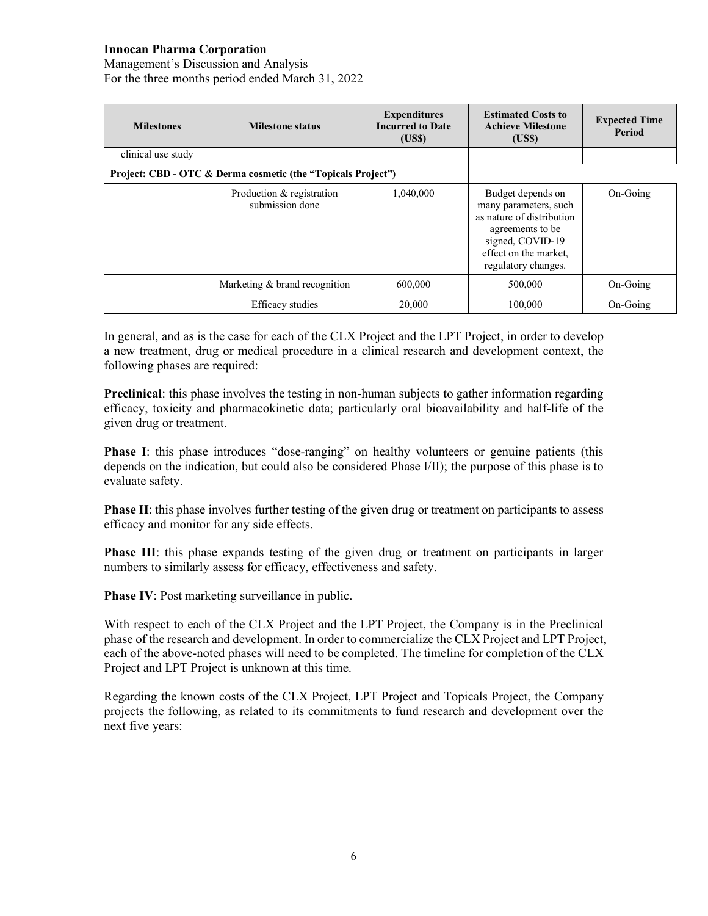| Milestones | Milestone status | Expenditures Incurred to Date (US$) | Estimated Costs to Achieve Milestone (US$) | Expected Time Period |
|---|---|---|---|---|
| clinical use study | | | | |
| **Project: CBD - OTC & Derma cosmetic (the "Topicals Project")** | | | | |
| | Production & registration submission done | 1,040,000 | Budget depends on many parameters, such as nature of distribution agreements to be signed, COVID-19 effect on the market, regulatory changes. | On-Going |
| | Marketing & brand recognition | 600,000 | 500,000 | On-Going |
| | Efficacy studies | 20,000 | 100,000 | On-Going |

In general, and as is the case for each of the CLX Project and the LPT Project, in order to develop a new treatment, drug or medical procedure in a clinical research and development context, the following phases are required:

**Preclinical**: this phase involves the testing in non-human subjects to gather information regarding efficacy, toxicity and pharmacokinetic data; particularly oral bioavailability and half-life of the given drug or treatment.

**Phase I**: this phase introduces "dose-ranging" on healthy volunteers or genuine patients (this depends on the indication, but could also be considered Phase I/II); the purpose of this phase is to evaluate safety.

**Phase II**: this phase involves further testing of the given drug or treatment on participants to assess efficacy and monitor for any side effects.

**Phase III**: this phase expands testing of the given drug or treatment on participants in larger numbers to similarly assess for efficacy, effectiveness and safety.

**Phase IV**: Post marketing surveillance in public.

With respect to each of the CLX Project and the LPT Project, the Company is in the Preclinical phase of the research and development. In order to commercialize the CLX Project and LPT Project, each of the above-noted phases will need to be completed. The timeline for completion of the CLX Project and LPT Project is unknown at this time.

Regarding the known costs of the CLX Project, LPT Project and Topicals Project, the Company projects the following, as related to its commitments to fund research and development over the next five years: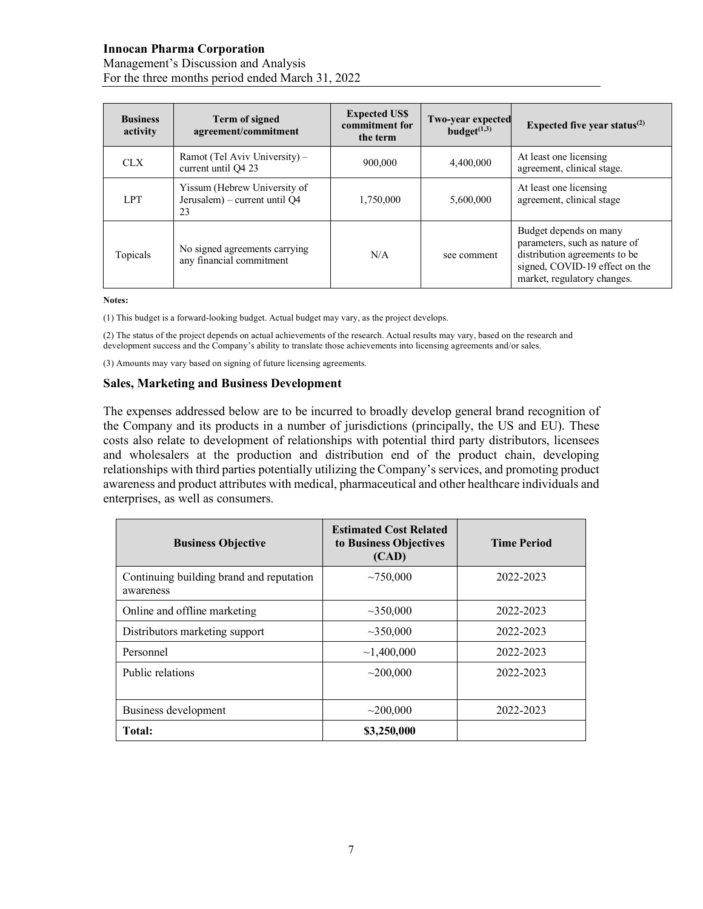| Business activity | Term of signed agreement/commitment | Expected US$ commitment for the term | Two-year expected budget[1,3] | Expected five year status[2] |
|---|---|---|---|---|
| CLX | Ramot (Tel Aviv University) – current until Q4 23 | 900,000 | 4,400,000 | At least one licensing agreement, clinical stage. |
| LPT | Yissum (Hebrew University of Jerusalem) – current until Q4 23 | 1,750,000 | 5,600,000 | At least one licensing agreement, clinical stage |
| Topicals | No signed agreements carrying any financial commitment | N/A | see comment | Budget depends on many parameters, such as nature of distribution agreements to be signed, COVID-19 effect on the market, regulatory changes. |

**Notes:**

(1) This budget is a forward-looking budget. Actual budget may vary, as the project develops.

(2) The status of the project depends on actual achievements of the research. Actual results may vary, based on the research and development success and the Company's ability to translate those achievements into licensing agreements and/or sales.

(3) Amounts may vary based on signing of future licensing agreements.

### Sales, Marketing and Business Development

The expenses addressed below are to be incurred to broadly develop general brand recognition of the Company and its products in a number of jurisdictions (principally, the US and EU). These costs also relate to development of relationships with potential third party distributors, licensees and wholesalers at the production and distribution end of the product chain, developing relationships with third parties potentially utilizing the Company's services, and promoting product awareness and product attributes with medical, pharmaceutical and other healthcare individuals and enterprises, as well as consumers.

| Business Objective | Estimated Cost Related to Business Objectives (CAD) | Time Period |
|---|---|---|
| Continuing building brand and reputation awareness | ~750,000 | 2022-2023 |
| Online and offline marketing | ~350,000 | 2022-2023 |
| Distributors marketing support | ~350,000 | 2022-2023 |
| Personnel | ~1,400,000 | 2022-2023 |
| Public relations | ~200,000 | 2022-2023 |
| Business development | ~200,000 | 2022-2023 |
| **Total:** | **$3,250,000** | |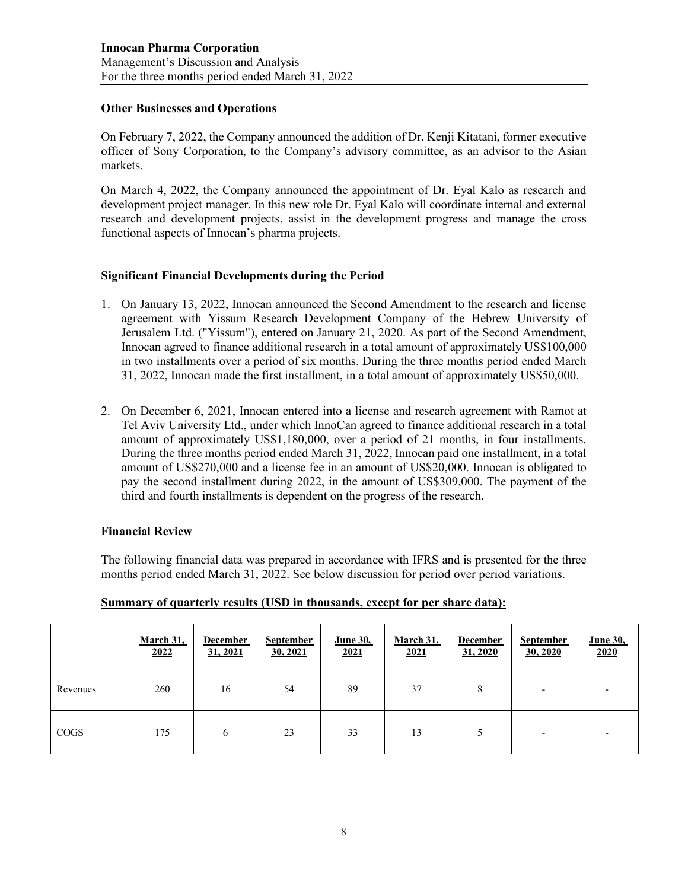### Other Businesses and Operations

On February 7, 2022, the Company announced the addition of Dr. Kenji Kitatani, former executive officer of Sony Corporation, to the Company's advisory committee, as an advisor to the Asian markets.

On March 4, 2022, the Company announced the appointment of Dr. Eyal Kalo as research and development project manager. In this new role Dr. Eyal Kalo will coordinate internal and external research and development projects, assist in the development progress and manage the cross functional aspects of Innocan's pharma projects.

### Significant Financial Developments during the Period

1. On January 13, 2022, Innocan announced the Second Amendment to the research and license agreement with Yissum Research Development Company of the Hebrew University of Jerusalem Ltd. ("Yissum"), entered on January 21, 2020. As part of the Second Amendment, Innocan agreed to finance additional research in a total amount of approximately US$100,000 in two installments over a period of six months. During the three months period ended March 31, 2022, Innocan made the first installment, in a total amount of approximately US$50,000.

2. On December 6, 2021, Innocan entered into a license and research agreement with Ramot at Tel Aviv University Ltd., under which InnoCan agreed to finance additional research in a total amount of approximately US$1,180,000, over a period of 21 months, in four installments. During the three months period ended March 31, 2022, Innocan paid one installment, in a total amount of US$270,000 and a license fee in an amount of US$20,000. Innocan is obligated to pay the second installment during 2022, in the amount of US$309,000. The payment of the third and fourth installments is dependent on the progress of the research.

### Financial Review

The following financial data was prepared in accordance with IFRS and is presented for the three months period ended March 31, 2022. See below discussion for period over period variations.

**Summary of quarterly results (USD in thousands, except for per share data):**

| | March 31, 2022 | December 31, 2021 | September 30, 2021 | June 30, 2021 | March 31, 2021 | December 31, 2020 | September 30, 2020 | June 30, 2020 |
|---|---|---|---|---|---|---|---|---|
| Revenues | 260 | 16 | 54 | 89 | 37 | 8 | - | - |
| COGS | 175 | 6 | 23 | 33 | 13 | 5 | - | - |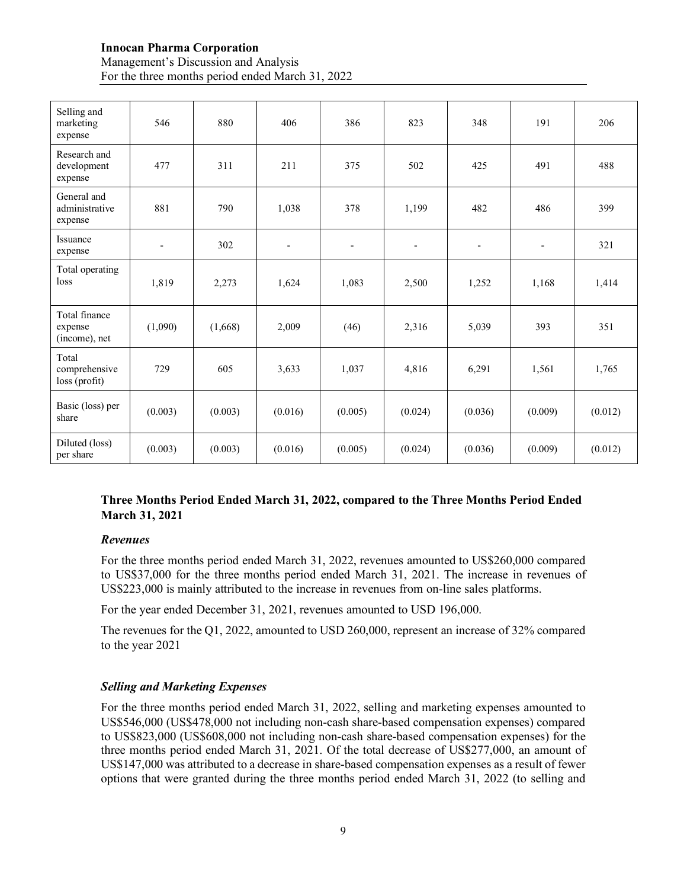| Selling and marketing expense | 546 | 880 | 406 | 386 | 823 | 348 | 191 | 206 |
|---|---|---|---|---|---|---|---|---|
| Research and development expense | 477 | 311 | 211 | 375 | 502 | 425 | 491 | 488 |
| General and administrative expense | 881 | 790 | 1,038 | 378 | 1,199 | 482 | 486 | 399 |
| Issuance expense | - | 302 | - | - | - | - | - | 321 |
| Total operating loss | 1,819 | 2,273 | 1,624 | 1,083 | 2,500 | 1,252 | 1,168 | 1,414 |
| Total finance expense (income), net | (1,090) | (1,668) | 2,009 | (46) | 2,316 | 5,039 | 393 | 351 |
| Total comprehensive loss (profit) | 729 | 605 | 3,633 | 1,037 | 4,816 | 6,291 | 1,561 | 1,765 |
| Basic (loss) per share | (0.003) | (0.003) | (0.016) | (0.005) | (0.024) | (0.036) | (0.009) | (0.012) |
| Diluted (loss) per share | (0.003) | (0.003) | (0.016) | (0.005) | (0.024) | (0.036) | (0.009) | (0.012) |

## Three Months Period Ended March 31, 2022, compared to the Three Months Period Ended March 31, 2021

### *Revenues*

For the three months period ended March 31, 2022, revenues amounted to US$260,000 compared to US$37,000 for the three months period ended March 31, 2021. The increase in revenues of US$223,000 is mainly attributed to the increase in revenues from on-line sales platforms.

For the year ended December 31, 2021, revenues amounted to USD 196,000.

The revenues for the Q1, 2022, amounted to USD 260,000, represent an increase of 32% compared to the year 2021

### *Selling and Marketing Expenses*

For the three months period ended March 31, 2022, selling and marketing expenses amounted to US$546,000 (US$478,000 not including non-cash share-based compensation expenses) compared to US$823,000 (US$608,000 not including non-cash share-based compensation expenses) for the three months period ended March 31, 2021. Of the total decrease of US$277,000, an amount of US$147,000 was attributed to a decrease in share-based compensation expenses as a result of fewer options that were granted during the three months period ended March 31, 2022 (to selling and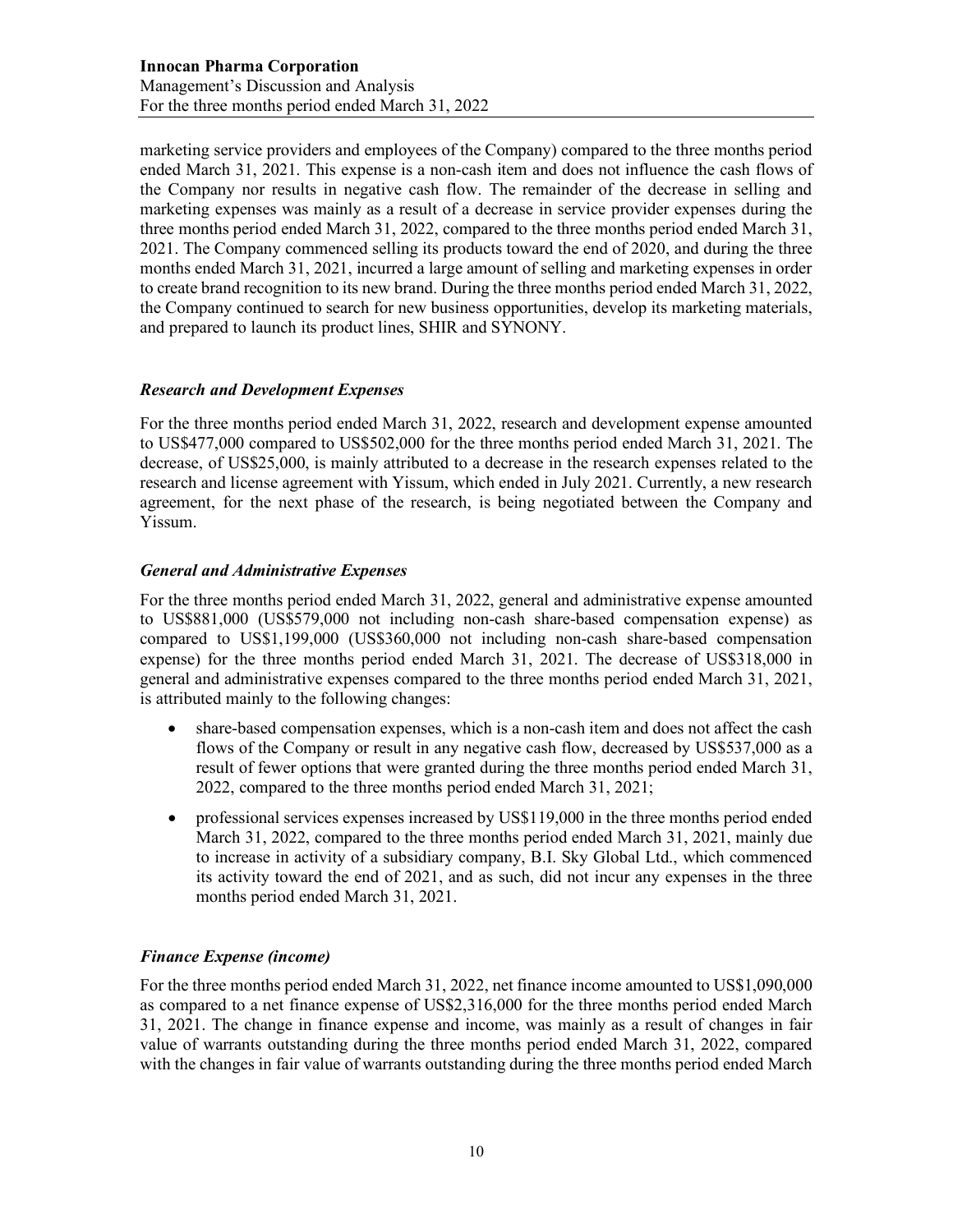marketing service providers and employees of the Company) compared to the three months period ended March 31, 2021. This expense is a non-cash item and does not influence the cash flows of the Company nor results in negative cash flow. The remainder of the decrease in selling and marketing expenses was mainly as a result of a decrease in service provider expenses during the three months period ended March 31, 2022, compared to the three months period ended March 31, 2021. The Company commenced selling its products toward the end of 2020, and during the three months ended March 31, 2021, incurred a large amount of selling and marketing expenses in order to create brand recognition to its new brand. During the three months period ended March 31, 2022, the Company continued to search for new business opportunities, develop its marketing materials, and prepared to launch its product lines, SHIR and SYNONY.

### *Research and Development Expenses*

For the three months period ended March 31, 2022, research and development expense amounted to US$477,000 compared to US$502,000 for the three months period ended March 31, 2021. The decrease, of US$25,000, is mainly attributed to a decrease in the research expenses related to the research and license agreement with Yissum, which ended in July 2021. Currently, a new research agreement, for the next phase of the research, is being negotiated between the Company and Yissum.

### *General and Administrative Expenses*

For the three months period ended March 31, 2022, general and administrative expense amounted to US$881,000 (US$579,000 not including non-cash share-based compensation expense) as compared to US$1,199,000 (US$360,000 not including non-cash share-based compensation expense) for the three months period ended March 31, 2021. The decrease of US$318,000 in general and administrative expenses compared to the three months period ended March 31, 2021, is attributed mainly to the following changes:

- share-based compensation expenses, which is a non-cash item and does not affect the cash flows of the Company or result in any negative cash flow, decreased by US$537,000 as a result of fewer options that were granted during the three months period ended March 31, 2022, compared to the three months period ended March 31, 2021;
- professional services expenses increased by US$119,000 in the three months period ended March 31, 2022, compared to the three months period ended March 31, 2021, mainly due to increase in activity of a subsidiary company, B.I. Sky Global Ltd., which commenced its activity toward the end of 2021, and as such, did not incur any expenses in the three months period ended March 31, 2021.

### *Finance Expense (income)*

For the three months period ended March 31, 2022, net finance income amounted to US$1,090,000 as compared to a net finance expense of US$2,316,000 for the three months period ended March 31, 2021. The change in finance expense and income, was mainly as a result of changes in fair value of warrants outstanding during the three months period ended March 31, 2022, compared with the changes in fair value of warrants outstanding during the three months period ended March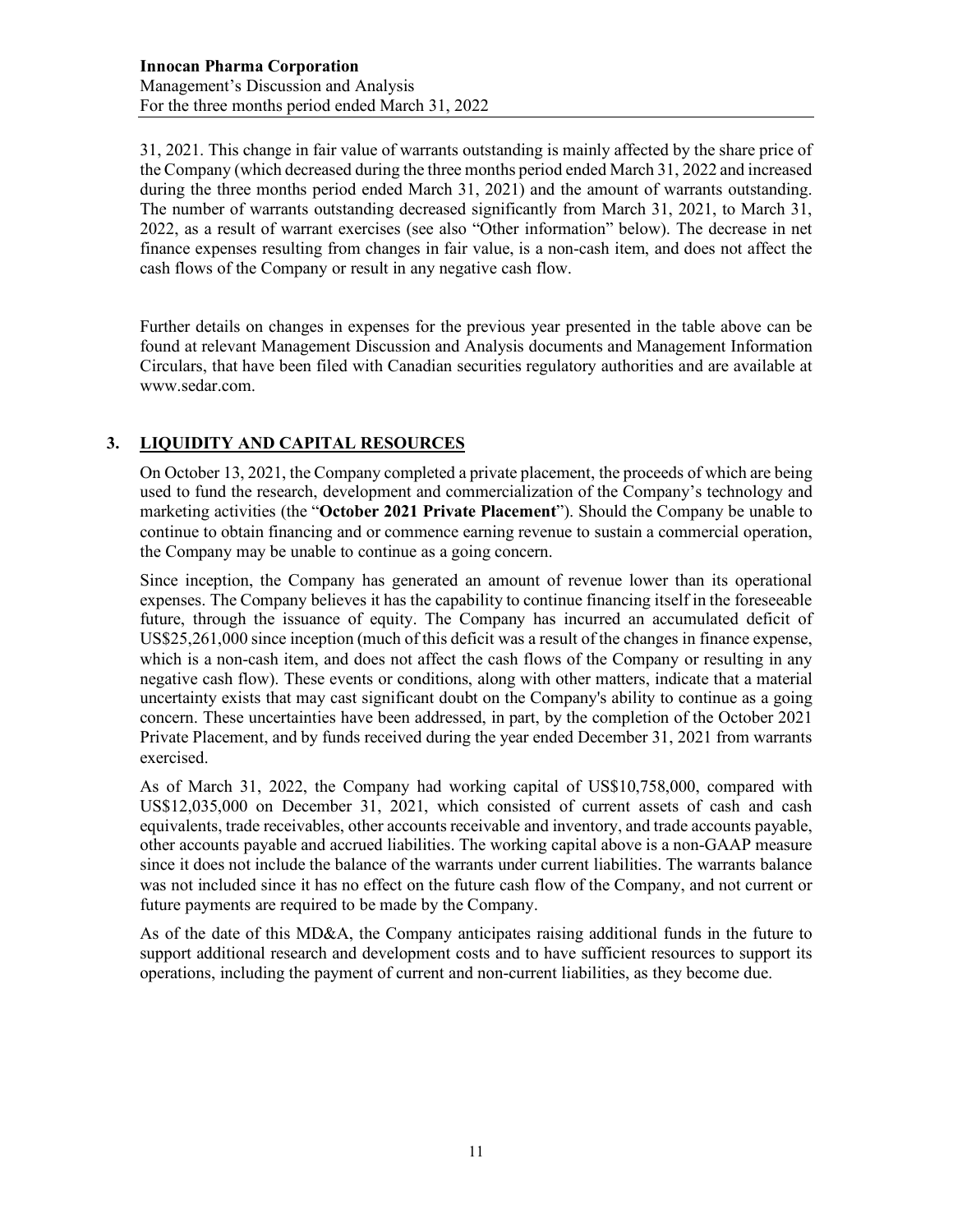31, 2021. This change in fair value of warrants outstanding is mainly affected by the share price of the Company (which decreased during the three months period ended March 31, 2022 and increased during the three months period ended March 31, 2021) and the amount of warrants outstanding. The number of warrants outstanding decreased significantly from March 31, 2021, to March 31, 2022, as a result of warrant exercises (see also "Other information" below). The decrease in net finance expenses resulting from changes in fair value, is a non-cash item, and does not affect the cash flows of the Company or result in any negative cash flow.

Further details on changes in expenses for the previous year presented in the table above can be found at relevant Management Discussion and Analysis documents and Management Information Circulars, that have been filed with Canadian securities regulatory authorities and are available at www.sedar.com.

## 3. LIQUIDITY AND CAPITAL RESOURCES

On October 13, 2021, the Company completed a private placement, the proceeds of which are being used to fund the research, development and commercialization of the Company's technology and marketing activities (the "**October 2021 Private Placement**"). Should the Company be unable to continue to obtain financing and or commence earning revenue to sustain a commercial operation, the Company may be unable to continue as a going concern.

Since inception, the Company has generated an amount of revenue lower than its operational expenses. The Company believes it has the capability to continue financing itself in the foreseeable future, through the issuance of equity. The Company has incurred an accumulated deficit of US$25,261,000 since inception (much of this deficit was a result of the changes in finance expense, which is a non-cash item, and does not affect the cash flows of the Company or resulting in any negative cash flow). These events or conditions, along with other matters, indicate that a material uncertainty exists that may cast significant doubt on the Company's ability to continue as a going concern. These uncertainties have been addressed, in part, by the completion of the October 2021 Private Placement, and by funds received during the year ended December 31, 2021 from warrants exercised.

As of March 31, 2022, the Company had working capital of US$10,758,000, compared with US$12,035,000 on December 31, 2021, which consisted of current assets of cash and cash equivalents, trade receivables, other accounts receivable and inventory, and trade accounts payable, other accounts payable and accrued liabilities. The working capital above is a non-GAAP measure since it does not include the balance of the warrants under current liabilities. The warrants balance was not included since it has no effect on the future cash flow of the Company, and not current or future payments are required to be made by the Company.

As of the date of this MD&A, the Company anticipates raising additional funds in the future to support additional research and development costs and to have sufficient resources to support its operations, including the payment of current and non-current liabilities, as they become due.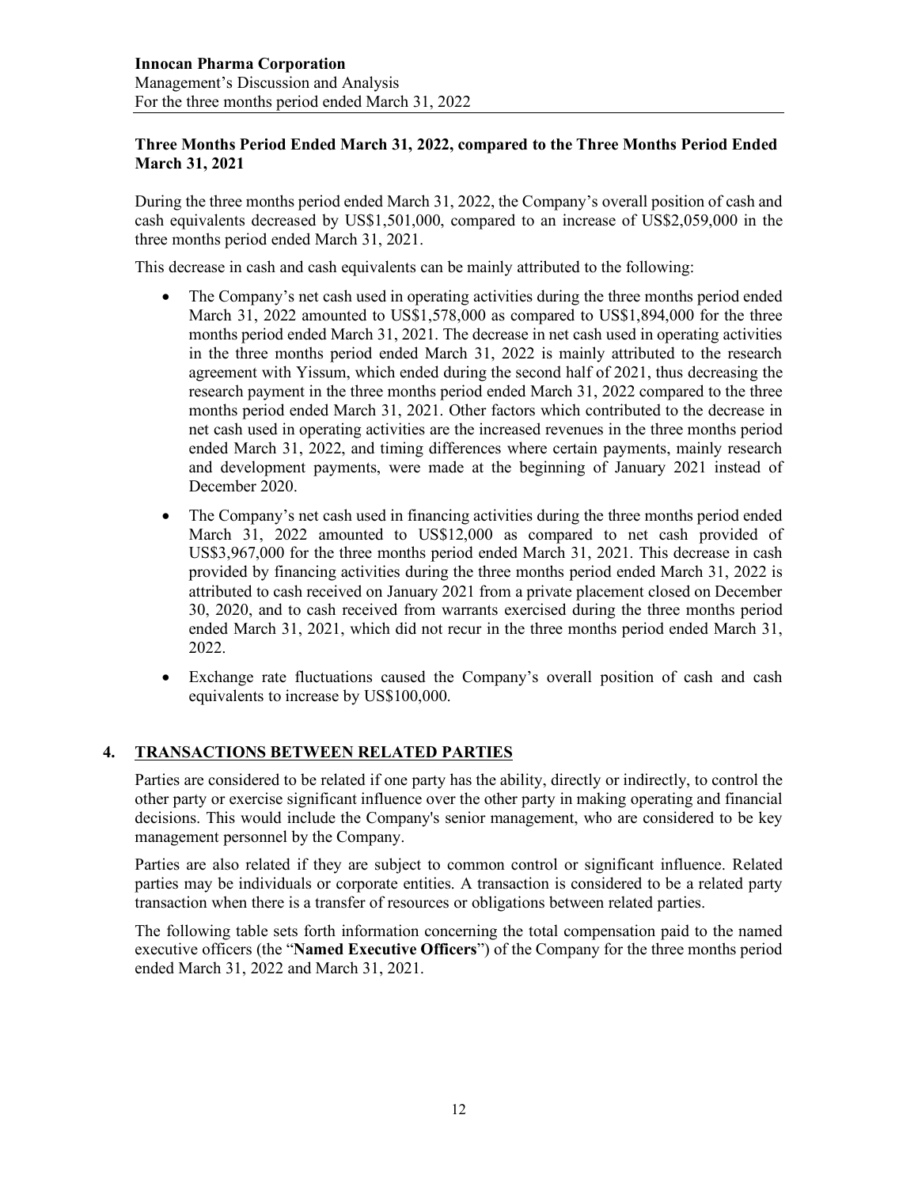**Three Months Period Ended March 31, 2022, compared to the Three Months Period Ended March 31, 2021**

During the three months period ended March 31, 2022, the Company's overall position of cash and cash equivalents decreased by US$1,501,000, compared to an increase of US$2,059,000 in the three months period ended March 31, 2021.

This decrease in cash and cash equivalents can be mainly attributed to the following:

- The Company's net cash used in operating activities during the three months period ended March 31, 2022 amounted to US$1,578,000 as compared to US$1,894,000 for the three months period ended March 31, 2021. The decrease in net cash used in operating activities in the three months period ended March 31, 2022 is mainly attributed to the research agreement with Yissum, which ended during the second half of 2021, thus decreasing the research payment in the three months period ended March 31, 2022 compared to the three months period ended March 31, 2021. Other factors which contributed to the decrease in net cash used in operating activities are the increased revenues in the three months period ended March 31, 2022, and timing differences where certain payments, mainly research and development payments, were made at the beginning of January 2021 instead of December 2020.
- The Company's net cash used in financing activities during the three months period ended March 31, 2022 amounted to US$12,000 as compared to net cash provided of US$3,967,000 for the three months period ended March 31, 2021. This decrease in cash provided by financing activities during the three months period ended March 31, 2022 is attributed to cash received on January 2021 from a private placement closed on December 30, 2020, and to cash received from warrants exercised during the three months period ended March 31, 2021, which did not recur in the three months period ended March 31, 2022.
- Exchange rate fluctuations caused the Company's overall position of cash and cash equivalents to increase by US$100,000.

## 4. TRANSACTIONS BETWEEN RELATED PARTIES

Parties are considered to be related if one party has the ability, directly or indirectly, to control the other party or exercise significant influence over the other party in making operating and financial decisions. This would include the Company's senior management, who are considered to be key management personnel by the Company.

Parties are also related if they are subject to common control or significant influence. Related parties may be individuals or corporate entities. A transaction is considered to be a related party transaction when there is a transfer of resources or obligations between related parties.

The following table sets forth information concerning the total compensation paid to the named executive officers (the "**Named Executive Officers**") of the Company for the three months period ended March 31, 2022 and March 31, 2021.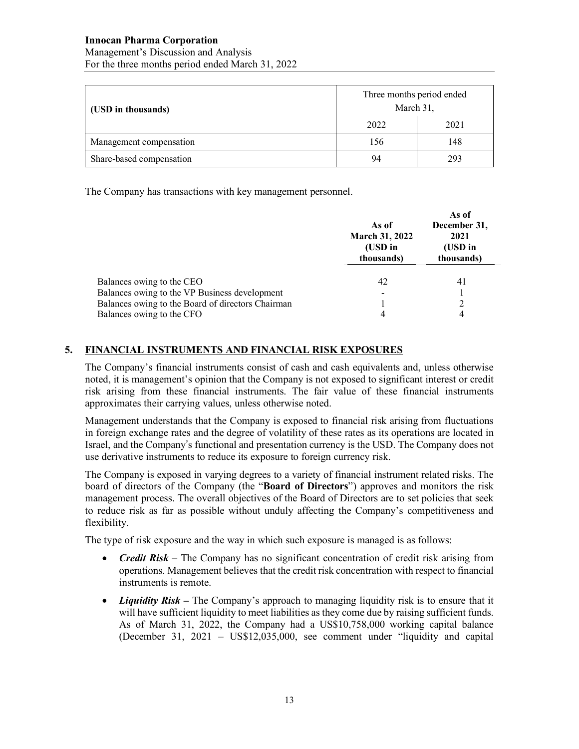| (USD in thousands) | Three months period ended March 31, | |
|---|---|---|
| | 2022 | 2021 |
| Management compensation | 156 | 148 |
| Share-based compensation | 94 | 293 |

The Company has transactions with key management personnel.

| | As of March 31, 2022 (USD in thousands) | As of December 31, 2021 (USD in thousands) |
|---|---|---|
| Balances owing to the CEO | 42 | 41 |
| Balances owing to the VP Business development | - | 1 |
| Balances owing to the Board of directors Chairman | 1 | 2 |
| Balances owing to the CFO | 4 | 4 |

## 5. FINANCIAL INSTRUMENTS AND FINANCIAL RISK EXPOSURES

The Company's financial instruments consist of cash and cash equivalents and, unless otherwise noted, it is management's opinion that the Company is not exposed to significant interest or credit risk arising from these financial instruments. The fair value of these financial instruments approximates their carrying values, unless otherwise noted.

Management understands that the Company is exposed to financial risk arising from fluctuations in foreign exchange rates and the degree of volatility of these rates as its operations are located in Israel, and the Company's functional and presentation currency is the USD. The Company does not use derivative instruments to reduce its exposure to foreign currency risk.

The Company is exposed in varying degrees to a variety of financial instrument related risks. The board of directors of the Company (the "**Board of Directors**") approves and monitors the risk management process. The overall objectives of the Board of Directors are to set policies that seek to reduce risk as far as possible without unduly affecting the Company's competitiveness and flexibility.

The type of risk exposure and the way in which such exposure is managed is as follows:

- ***Credit Risk*** **–** The Company has no significant concentration of credit risk arising from operations. Management believes that the credit risk concentration with respect to financial instruments is remote.
- ***Liquidity Risk*** **–** The Company's approach to managing liquidity risk is to ensure that it will have sufficient liquidity to meet liabilities as they come due by raising sufficient funds. As of March 31, 2022, the Company had a US$10,758,000 working capital balance (December 31, 2021 – US$12,035,000, see comment under "liquidity and capital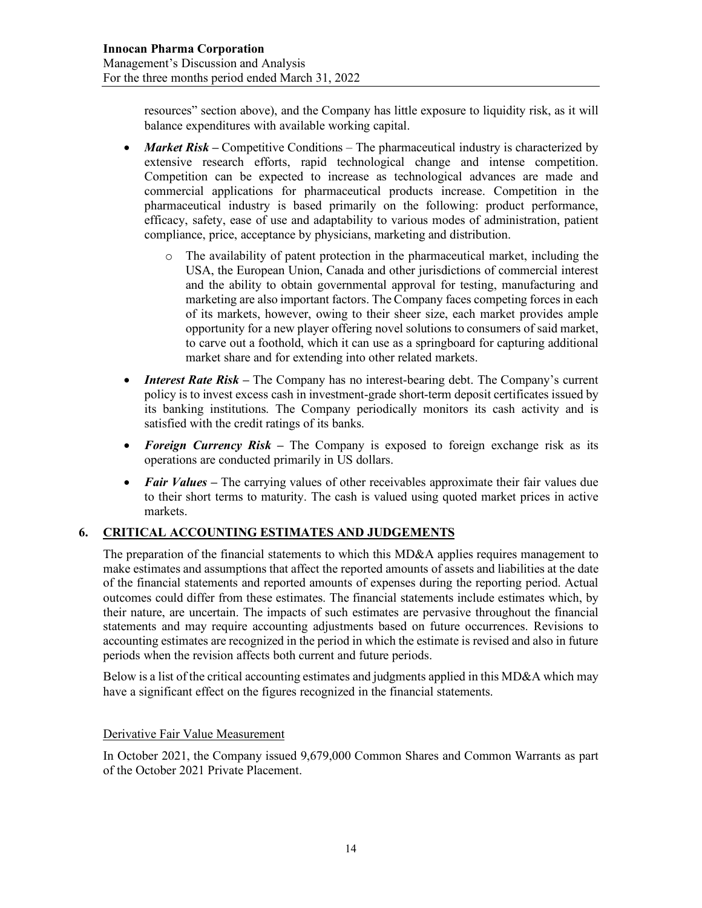resources" section above), and the Company has little exposure to liquidity risk, as it will balance expenditures with available working capital.

- ***Market Risk*** **–** Competitive Conditions – The pharmaceutical industry is characterized by extensive research efforts, rapid technological change and intense competition. Competition can be expected to increase as technological advances are made and commercial applications for pharmaceutical products increase. Competition in the pharmaceutical industry is based primarily on the following: product performance, efficacy, safety, ease of use and adaptability to various modes of administration, patient compliance, price, acceptance by physicians, marketing and distribution.
    - The availability of patent protection in the pharmaceutical market, including the USA, the European Union, Canada and other jurisdictions of commercial interest and the ability to obtain governmental approval for testing, manufacturing and marketing are also important factors. The Company faces competing forces in each of its markets, however, owing to their sheer size, each market provides ample opportunity for a new player offering novel solutions to consumers of said market, to carve out a foothold, which it can use as a springboard for capturing additional market share and for extending into other related markets.
- ***Interest Rate Risk*** **–** The Company has no interest-bearing debt. The Company's current policy is to invest excess cash in investment-grade short-term deposit certificates issued by its banking institutions. The Company periodically monitors its cash activity and is satisfied with the credit ratings of its banks.
- ***Foreign Currency Risk*** **–** The Company is exposed to foreign exchange risk as its operations are conducted primarily in US dollars.
- ***Fair Values*** **–** The carrying values of other receivables approximate their fair values due to their short terms to maturity. The cash is valued using quoted market prices in active markets.

## 6. CRITICAL ACCOUNTING ESTIMATES AND JUDGEMENTS

The preparation of the financial statements to which this MD&A applies requires management to make estimates and assumptions that affect the reported amounts of assets and liabilities at the date of the financial statements and reported amounts of expenses during the reporting period. Actual outcomes could differ from these estimates. The financial statements include estimates which, by their nature, are uncertain. The impacts of such estimates are pervasive throughout the financial statements and may require accounting adjustments based on future occurrences. Revisions to accounting estimates are recognized in the period in which the estimate is revised and also in future periods when the revision affects both current and future periods.

Below is a list of the critical accounting estimates and judgments applied in this MD&A which may have a significant effect on the figures recognized in the financial statements.

Derivative Fair Value Measurement

In October 2021, the Company issued 9,679,000 Common Shares and Common Warrants as part of the October 2021 Private Placement.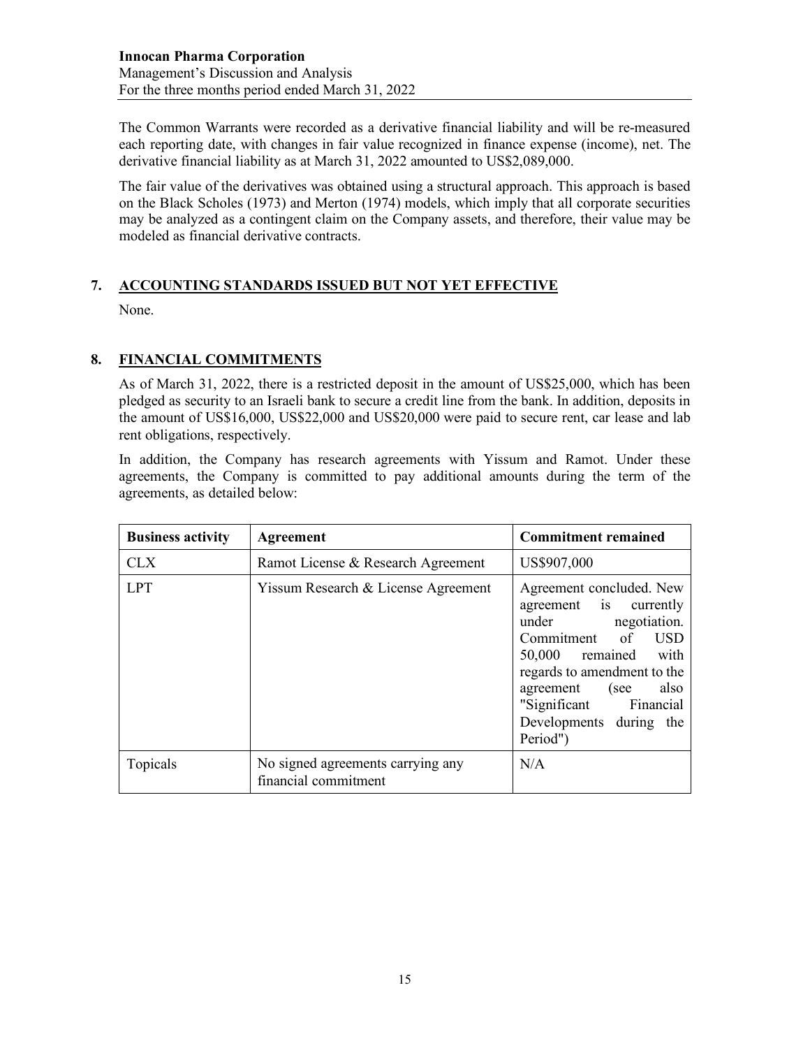The Common Warrants were recorded as a derivative financial liability and will be re-measured each reporting date, with changes in fair value recognized in finance expense (income), net. The derivative financial liability as at March 31, 2022 amounted to US$2,089,000.

The fair value of the derivatives was obtained using a structural approach. This approach is based on the Black Scholes (1973) and Merton (1974) models, which imply that all corporate securities may be analyzed as a contingent claim on the Company assets, and therefore, their value may be modeled as financial derivative contracts.

## 7. ACCOUNTING STANDARDS ISSUED BUT NOT YET EFFECTIVE

None.

## 8. FINANCIAL COMMITMENTS

As of March 31, 2022, there is a restricted deposit in the amount of US$25,000, which has been pledged as security to an Israeli bank to secure a credit line from the bank. In addition, deposits in the amount of US$16,000, US$22,000 and US$20,000 were paid to secure rent, car lease and lab rent obligations, respectively.

In addition, the Company has research agreements with Yissum and Ramot. Under these agreements, the Company is committed to pay additional amounts during the term of the agreements, as detailed below:

| Business activity | Agreement | Commitment remained |
|---|---|---|
| CLX | Ramot License & Research Agreement | US$907,000 |
| LPT | Yissum Research & License Agreement | Agreement concluded. New agreement is currently under negotiation. Commitment of USD 50,000 remained with regards to amendment to the agreement (see also "Significant Financial Developments during the Period") |
| Topicals | No signed agreements carrying any financial commitment | N/A |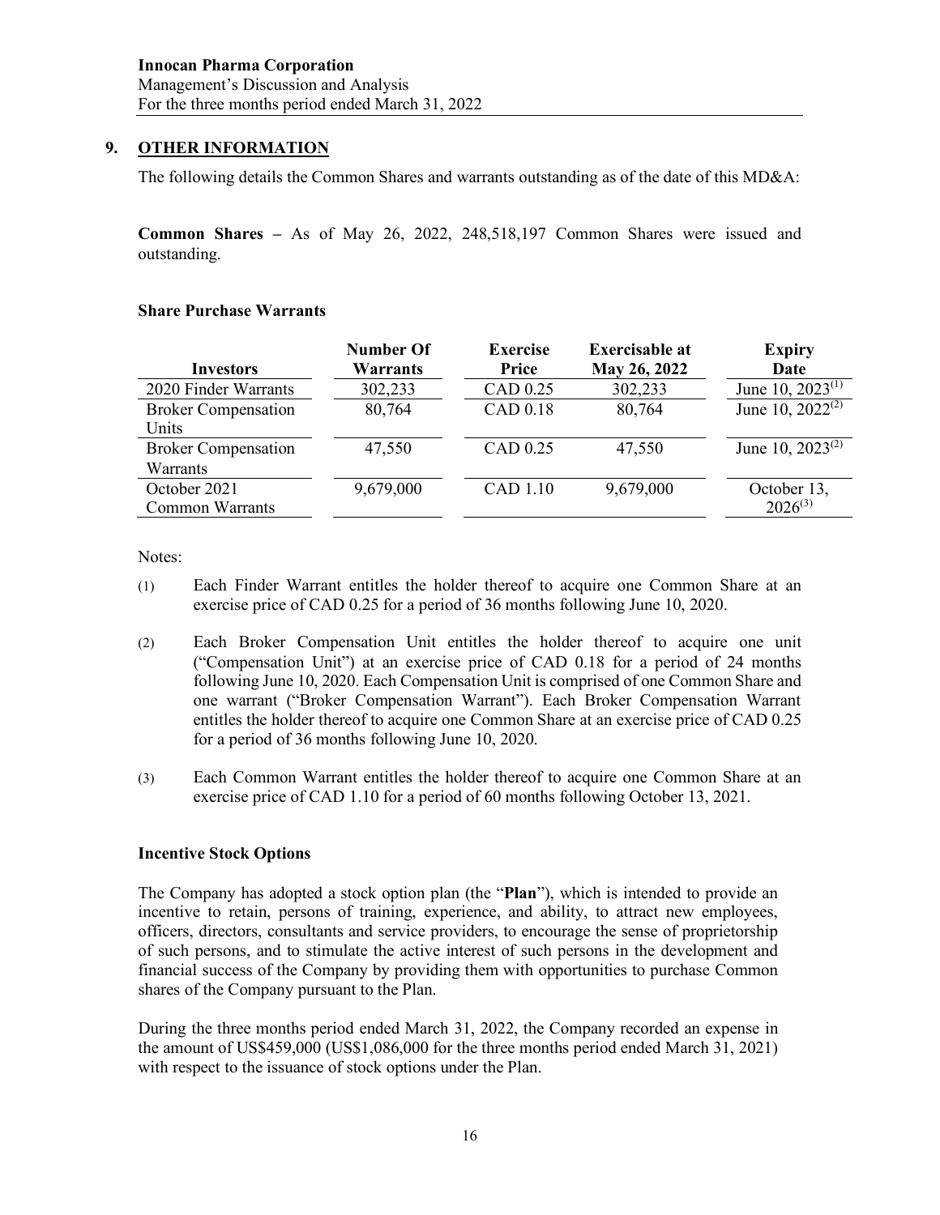## 9. OTHER INFORMATION

The following details the Common Shares and warrants outstanding as of the date of this MD&A:

**Common Shares –** As of May 26, 2022, 248,518,197 Common Shares were issued and outstanding.

### Share Purchase Warrants

| Investors | Number Of Warrants | Exercise Price | Exercisable at May 26, 2022 | Expiry Date |
|---|---|---|---|---|
| 2020 Finder Warrants | 302,233 | CAD 0.25 | 302,233 | June 10, 2023[(1)] |
| Broker Compensation Units | 80,764 | CAD 0.18 | 80,764 | June 10, 2022[(2)] |
| Broker Compensation Warrants | 47,550 | CAD 0.25 | 47,550 | June 10, 2023[(2)] |
| October 2021 Common Warrants | 9,679,000 | CAD 1.10 | 9,679,000 | October 13, 2026[(3)] |

Notes:

(1) Each Finder Warrant entitles the holder thereof to acquire one Common Share at an exercise price of CAD 0.25 for a period of 36 months following June 10, 2020.

(2) Each Broker Compensation Unit entitles the holder thereof to acquire one unit ("Compensation Unit") at an exercise price of CAD 0.18 for a period of 24 months following June 10, 2020. Each Compensation Unit is comprised of one Common Share and one warrant ("Broker Compensation Warrant"). Each Broker Compensation Warrant entitles the holder thereof to acquire one Common Share at an exercise price of CAD 0.25 for a period of 36 months following June 10, 2020.

(3) Each Common Warrant entitles the holder thereof to acquire one Common Share at an exercise price of CAD 1.10 for a period of 60 months following October 13, 2021.

### Incentive Stock Options

The Company has adopted a stock option plan (the "**Plan**"), which is intended to provide an incentive to retain, persons of training, experience, and ability, to attract new employees, officers, directors, consultants and service providers, to encourage the sense of proprietorship of such persons, and to stimulate the active interest of such persons in the development and financial success of the Company by providing them with opportunities to purchase Common shares of the Company pursuant to the Plan.

During the three months period ended March 31, 2022, the Company recorded an expense in the amount of US$459,000 (US$1,086,000 for the three months period ended March 31, 2021) with respect to the issuance of stock options under the Plan.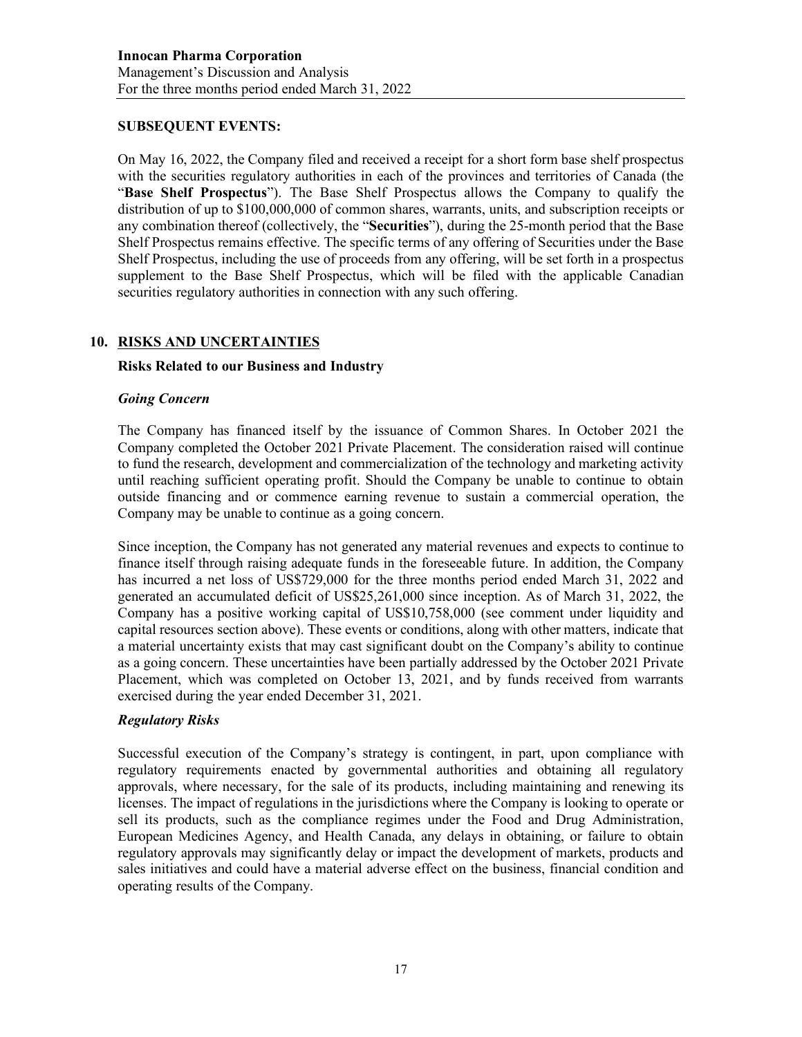## SUBSEQUENT EVENTS:

On May 16, 2022, the Company filed and received a receipt for a short form base shelf prospectus with the securities regulatory authorities in each of the provinces and territories of Canada (the "**Base Shelf Prospectus**"). The Base Shelf Prospectus allows the Company to qualify the distribution of up to $100,000,000 of common shares, warrants, units, and subscription receipts or any combination thereof (collectively, the "**Securities**"), during the 25-month period that the Base Shelf Prospectus remains effective. The specific terms of any offering of Securities under the Base Shelf Prospectus, including the use of proceeds from any offering, will be set forth in a prospectus supplement to the Base Shelf Prospectus, which will be filed with the applicable Canadian securities regulatory authorities in connection with any such offering.

## 10. RISKS AND UNCERTAINTIES

### Risks Related to our Business and Industry

#### *Going Concern*

The Company has financed itself by the issuance of Common Shares. In October 2021 the Company completed the October 2021 Private Placement. The consideration raised will continue to fund the research, development and commercialization of the technology and marketing activity until reaching sufficient operating profit. Should the Company be unable to continue to obtain outside financing and or commence earning revenue to sustain a commercial operation, the Company may be unable to continue as a going concern.

Since inception, the Company has not generated any material revenues and expects to continue to finance itself through raising adequate funds in the foreseeable future. In addition, the Company has incurred a net loss of US$729,000 for the three months period ended March 31, 2022 and generated an accumulated deficit of US$25,261,000 since inception. As of March 31, 2022, the Company has a positive working capital of US$10,758,000 (see comment under liquidity and capital resources section above). These events or conditions, along with other matters, indicate that a material uncertainty exists that may cast significant doubt on the Company's ability to continue as a going concern. These uncertainties have been partially addressed by the October 2021 Private Placement, which was completed on October 13, 2021, and by funds received from warrants exercised during the year ended December 31, 2021.

#### *Regulatory Risks*

Successful execution of the Company's strategy is contingent, in part, upon compliance with regulatory requirements enacted by governmental authorities and obtaining all regulatory approvals, where necessary, for the sale of its products, including maintaining and renewing its licenses. The impact of regulations in the jurisdictions where the Company is looking to operate or sell its products, such as the compliance regimes under the Food and Drug Administration, European Medicines Agency, and Health Canada, any delays in obtaining, or failure to obtain regulatory approvals may significantly delay or impact the development of markets, products and sales initiatives and could have a material adverse effect on the business, financial condition and operating results of the Company.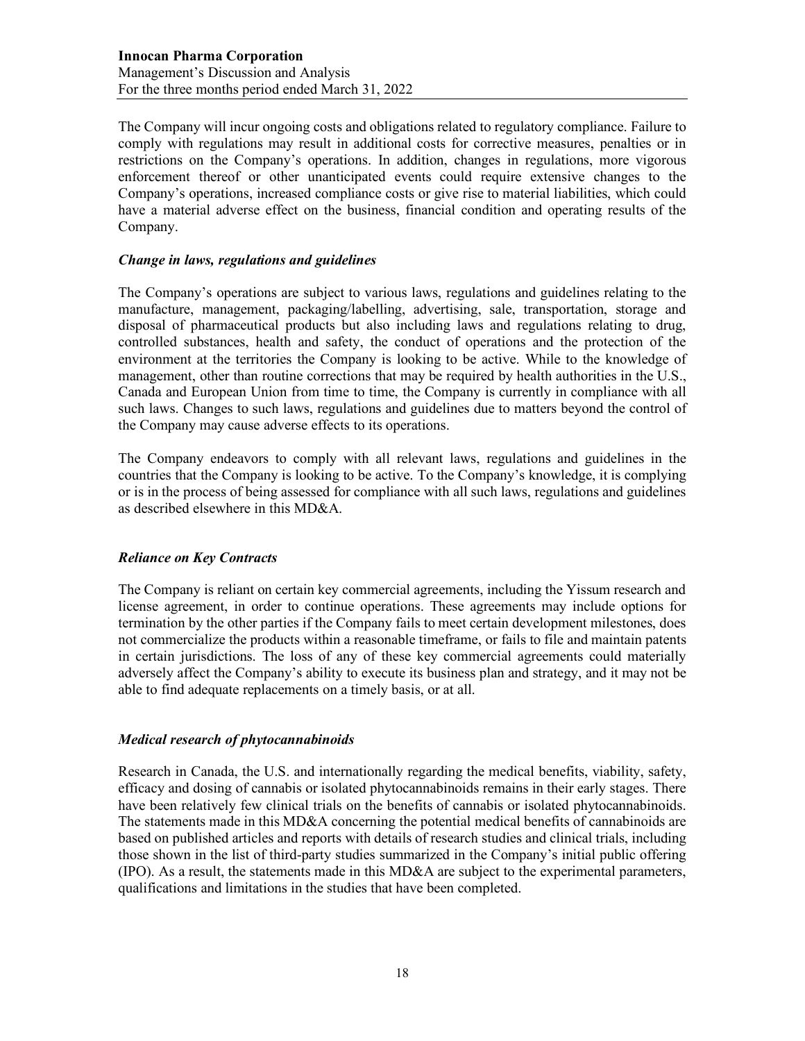The Company will incur ongoing costs and obligations related to regulatory compliance. Failure to comply with regulations may result in additional costs for corrective measures, penalties or in restrictions on the Company's operations. In addition, changes in regulations, more vigorous enforcement thereof or other unanticipated events could require extensive changes to the Company's operations, increased compliance costs or give rise to material liabilities, which could have a material adverse effect on the business, financial condition and operating results of the Company.

### *Change in laws, regulations and guidelines*

The Company's operations are subject to various laws, regulations and guidelines relating to the manufacture, management, packaging/labelling, advertising, sale, transportation, storage and disposal of pharmaceutical products but also including laws and regulations relating to drug, controlled substances, health and safety, the conduct of operations and the protection of the environment at the territories the Company is looking to be active. While to the knowledge of management, other than routine corrections that may be required by health authorities in the U.S., Canada and European Union from time to time, the Company is currently in compliance with all such laws. Changes to such laws, regulations and guidelines due to matters beyond the control of the Company may cause adverse effects to its operations.

The Company endeavors to comply with all relevant laws, regulations and guidelines in the countries that the Company is looking to be active. To the Company's knowledge, it is complying or is in the process of being assessed for compliance with all such laws, regulations and guidelines as described elsewhere in this MD&A.

### *Reliance on Key Contracts*

The Company is reliant on certain key commercial agreements, including the Yissum research and license agreement, in order to continue operations. These agreements may include options for termination by the other parties if the Company fails to meet certain development milestones, does not commercialize the products within a reasonable timeframe, or fails to file and maintain patents in certain jurisdictions. The loss of any of these key commercial agreements could materially adversely affect the Company's ability to execute its business plan and strategy, and it may not be able to find adequate replacements on a timely basis, or at all.

### *Medical research of phytocannabinoids*

Research in Canada, the U.S. and internationally regarding the medical benefits, viability, safety, efficacy and dosing of cannabis or isolated phytocannabinoids remains in their early stages. There have been relatively few clinical trials on the benefits of cannabis or isolated phytocannabinoids. The statements made in this MD&A concerning the potential medical benefits of cannabinoids are based on published articles and reports with details of research studies and clinical trials, including those shown in the list of third-party studies summarized in the Company's initial public offering (IPO). As a result, the statements made in this MD&A are subject to the experimental parameters, qualifications and limitations in the studies that have been completed.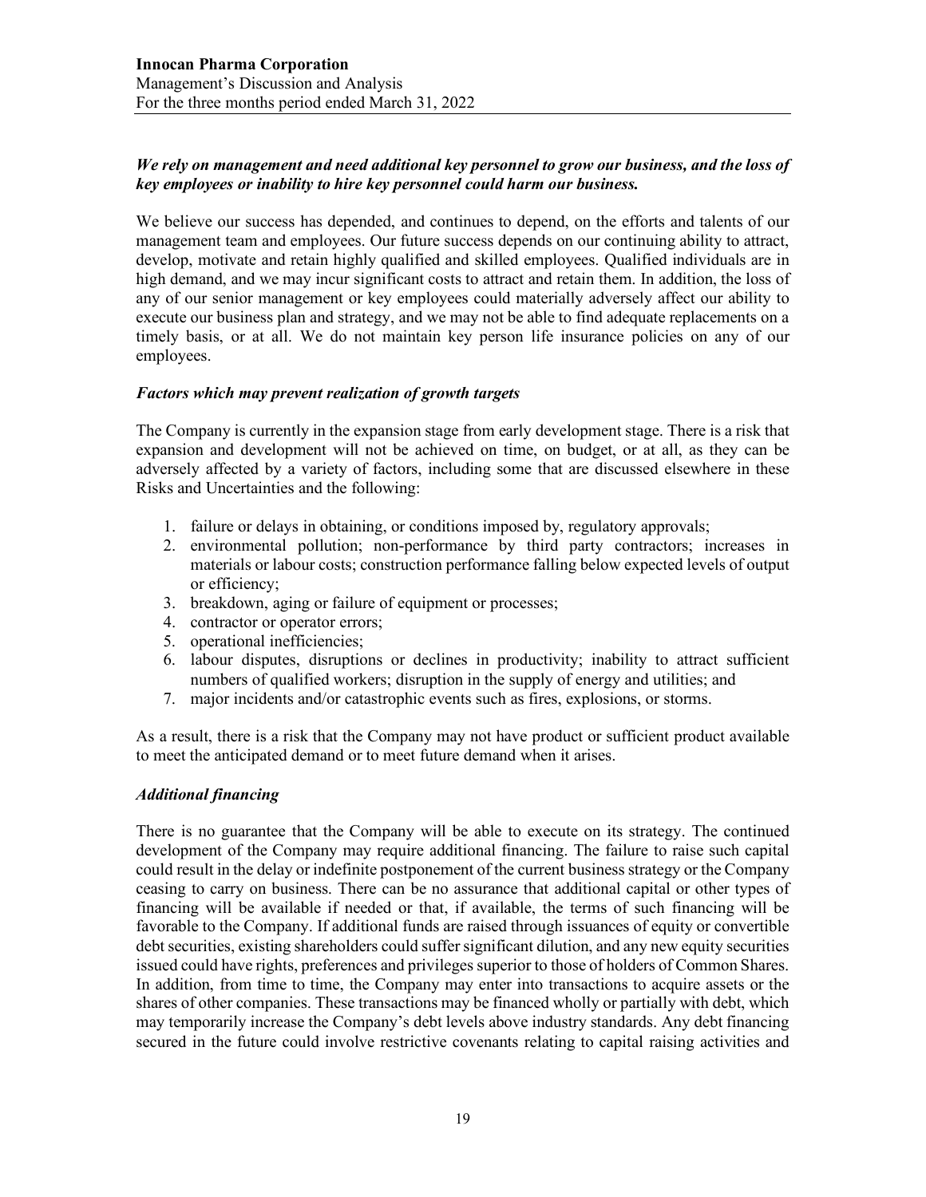***We rely on management and need additional key personnel to grow our business, and the loss of key employees or inability to hire key personnel could harm our business.***

We believe our success has depended, and continues to depend, on the efforts and talents of our management team and employees. Our future success depends on our continuing ability to attract, develop, motivate and retain highly qualified and skilled employees. Qualified individuals are in high demand, and we may incur significant costs to attract and retain them. In addition, the loss of any of our senior management or key employees could materially adversely affect our ability to execute our business plan and strategy, and we may not be able to find adequate replacements on a timely basis, or at all. We do not maintain key person life insurance policies on any of our employees.

***Factors which may prevent realization of growth targets***

The Company is currently in the expansion stage from early development stage. There is a risk that expansion and development will not be achieved on time, on budget, or at all, as they can be adversely affected by a variety of factors, including some that are discussed elsewhere in these Risks and Uncertainties and the following:

1. failure or delays in obtaining, or conditions imposed by, regulatory approvals;
2. environmental pollution; non-performance by third party contractors; increases in materials or labour costs; construction performance falling below expected levels of output or efficiency;
3. breakdown, aging or failure of equipment or processes;
4. contractor or operator errors;
5. operational inefficiencies;
6. labour disputes, disruptions or declines in productivity; inability to attract sufficient numbers of qualified workers; disruption in the supply of energy and utilities; and
7. major incidents and/or catastrophic events such as fires, explosions, or storms.

As a result, there is a risk that the Company may not have product or sufficient product available to meet the anticipated demand or to meet future demand when it arises.

***Additional financing***

There is no guarantee that the Company will be able to execute on its strategy. The continued development of the Company may require additional financing. The failure to raise such capital could result in the delay or indefinite postponement of the current business strategy or the Company ceasing to carry on business. There can be no assurance that additional capital or other types of financing will be available if needed or that, if available, the terms of such financing will be favorable to the Company. If additional funds are raised through issuances of equity or convertible debt securities, existing shareholders could suffer significant dilution, and any new equity securities issued could have rights, preferences and privileges superior to those of holders of Common Shares. In addition, from time to time, the Company may enter into transactions to acquire assets or the shares of other companies. These transactions may be financed wholly or partially with debt, which may temporarily increase the Company's debt levels above industry standards. Any debt financing secured in the future could involve restrictive covenants relating to capital raising activities and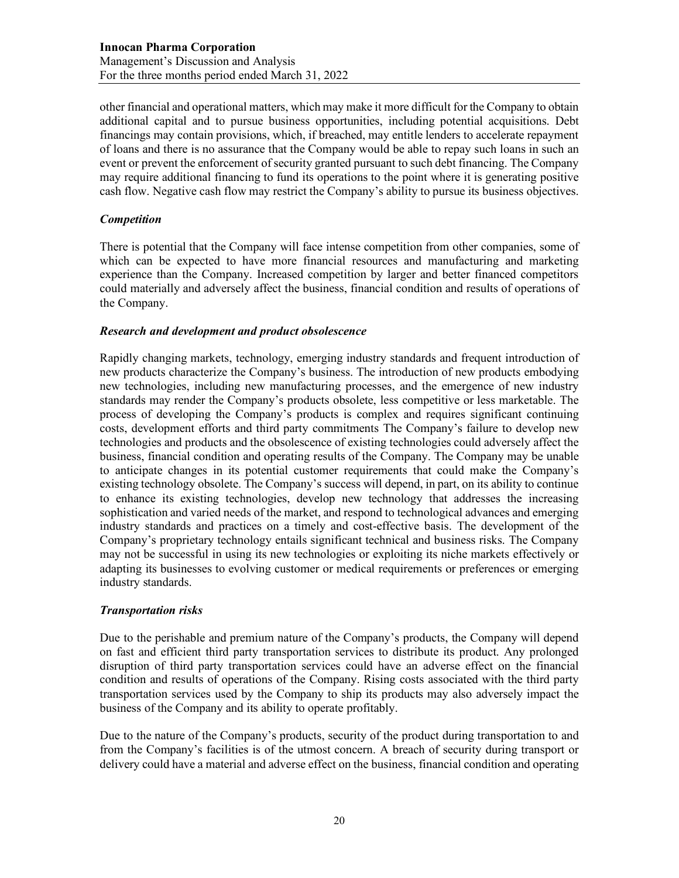other financial and operational matters, which may make it more difficult for the Company to obtain additional capital and to pursue business opportunities, including potential acquisitions. Debt financings may contain provisions, which, if breached, may entitle lenders to accelerate repayment of loans and there is no assurance that the Company would be able to repay such loans in such an event or prevent the enforcement of security granted pursuant to such debt financing. The Company may require additional financing to fund its operations to the point where it is generating positive cash flow. Negative cash flow may restrict the Company's ability to pursue its business objectives.

### *Competition*

There is potential that the Company will face intense competition from other companies, some of which can be expected to have more financial resources and manufacturing and marketing experience than the Company. Increased competition by larger and better financed competitors could materially and adversely affect the business, financial condition and results of operations of the Company.

### *Research and development and product obsolescence*

Rapidly changing markets, technology, emerging industry standards and frequent introduction of new products characterize the Company's business. The introduction of new products embodying new technologies, including new manufacturing processes, and the emergence of new industry standards may render the Company's products obsolete, less competitive or less marketable. The process of developing the Company's products is complex and requires significant continuing costs, development efforts and third party commitments The Company's failure to develop new technologies and products and the obsolescence of existing technologies could adversely affect the business, financial condition and operating results of the Company. The Company may be unable to anticipate changes in its potential customer requirements that could make the Company's existing technology obsolete. The Company's success will depend, in part, on its ability to continue to enhance its existing technologies, develop new technology that addresses the increasing sophistication and varied needs of the market, and respond to technological advances and emerging industry standards and practices on a timely and cost-effective basis. The development of the Company's proprietary technology entails significant technical and business risks. The Company may not be successful in using its new technologies or exploiting its niche markets effectively or adapting its businesses to evolving customer or medical requirements or preferences or emerging industry standards.

### *Transportation risks*

Due to the perishable and premium nature of the Company's products, the Company will depend on fast and efficient third party transportation services to distribute its product. Any prolonged disruption of third party transportation services could have an adverse effect on the financial condition and results of operations of the Company. Rising costs associated with the third party transportation services used by the Company to ship its products may also adversely impact the business of the Company and its ability to operate profitably.

Due to the nature of the Company's products, security of the product during transportation to and from the Company's facilities is of the utmost concern. A breach of security during transport or delivery could have a material and adverse effect on the business, financial condition and operating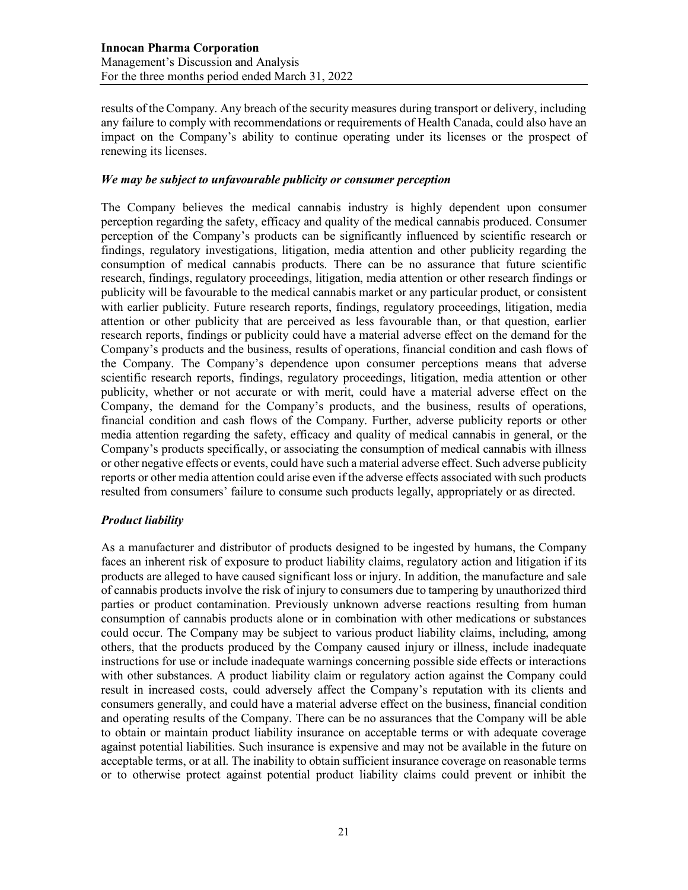results of the Company. Any breach of the security measures during transport or delivery, including any failure to comply with recommendations or requirements of Health Canada, could also have an impact on the Company's ability to continue operating under its licenses or the prospect of renewing its licenses.

***We may be subject to unfavourable publicity or consumer perception***

The Company believes the medical cannabis industry is highly dependent upon consumer perception regarding the safety, efficacy and quality of the medical cannabis produced. Consumer perception of the Company's products can be significantly influenced by scientific research or findings, regulatory investigations, litigation, media attention and other publicity regarding the consumption of medical cannabis products. There can be no assurance that future scientific research, findings, regulatory proceedings, litigation, media attention or other research findings or publicity will be favourable to the medical cannabis market or any particular product, or consistent with earlier publicity. Future research reports, findings, regulatory proceedings, litigation, media attention or other publicity that are perceived as less favourable than, or that question, earlier research reports, findings or publicity could have a material adverse effect on the demand for the Company's products and the business, results of operations, financial condition and cash flows of the Company. The Company's dependence upon consumer perceptions means that adverse scientific research reports, findings, regulatory proceedings, litigation, media attention or other publicity, whether or not accurate or with merit, could have a material adverse effect on the Company, the demand for the Company's products, and the business, results of operations, financial condition and cash flows of the Company. Further, adverse publicity reports or other media attention regarding the safety, efficacy and quality of medical cannabis in general, or the Company's products specifically, or associating the consumption of medical cannabis with illness or other negative effects or events, could have such a material adverse effect. Such adverse publicity reports or other media attention could arise even if the adverse effects associated with such products resulted from consumers' failure to consume such products legally, appropriately or as directed.

***Product liability***

As a manufacturer and distributor of products designed to be ingested by humans, the Company faces an inherent risk of exposure to product liability claims, regulatory action and litigation if its products are alleged to have caused significant loss or injury. In addition, the manufacture and sale of cannabis products involve the risk of injury to consumers due to tampering by unauthorized third parties or product contamination. Previously unknown adverse reactions resulting from human consumption of cannabis products alone or in combination with other medications or substances could occur. The Company may be subject to various product liability claims, including, among others, that the products produced by the Company caused injury or illness, include inadequate instructions for use or include inadequate warnings concerning possible side effects or interactions with other substances. A product liability claim or regulatory action against the Company could result in increased costs, could adversely affect the Company's reputation with its clients and consumers generally, and could have a material adverse effect on the business, financial condition and operating results of the Company. There can be no assurances that the Company will be able to obtain or maintain product liability insurance on acceptable terms or with adequate coverage against potential liabilities. Such insurance is expensive and may not be available in the future on acceptable terms, or at all. The inability to obtain sufficient insurance coverage on reasonable terms or to otherwise protect against potential product liability claims could prevent or inhibit the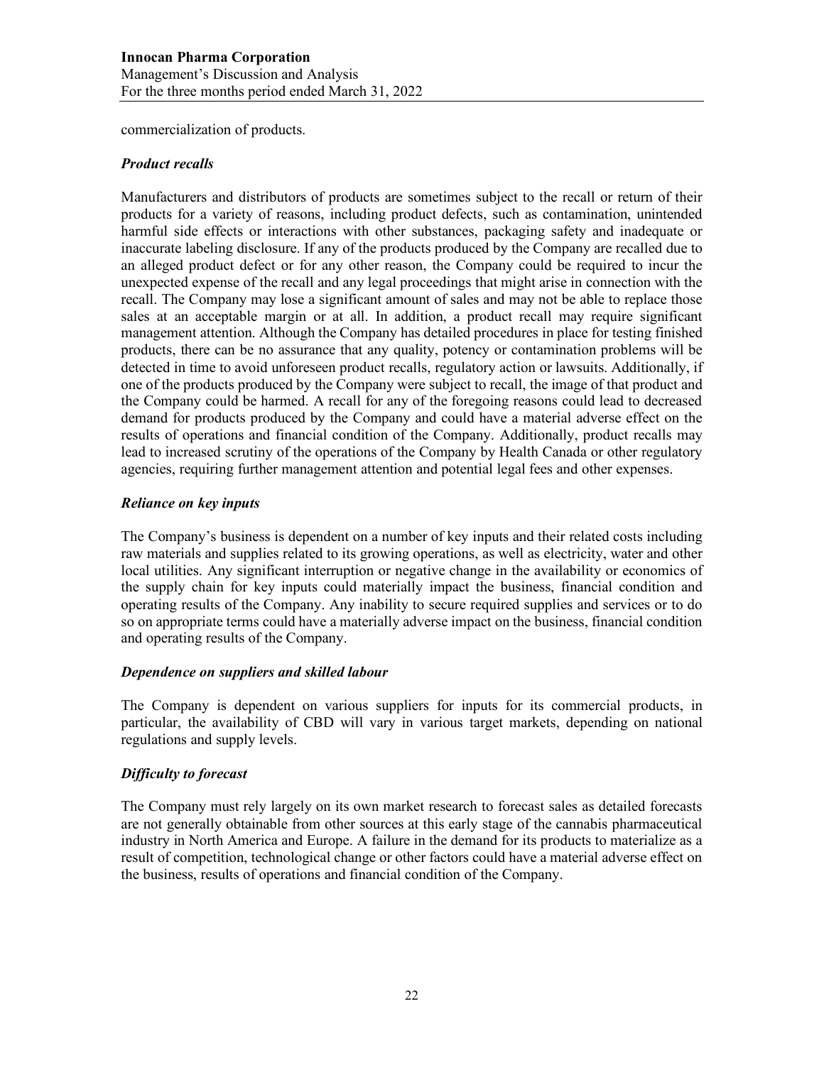commercialization of products.

### *Product recalls*

Manufacturers and distributors of products are sometimes subject to the recall or return of their products for a variety of reasons, including product defects, such as contamination, unintended harmful side effects or interactions with other substances, packaging safety and inadequate or inaccurate labeling disclosure. If any of the products produced by the Company are recalled due to an alleged product defect or for any other reason, the Company could be required to incur the unexpected expense of the recall and any legal proceedings that might arise in connection with the recall. The Company may lose a significant amount of sales and may not be able to replace those sales at an acceptable margin or at all. In addition, a product recall may require significant management attention. Although the Company has detailed procedures in place for testing finished products, there can be no assurance that any quality, potency or contamination problems will be detected in time to avoid unforeseen product recalls, regulatory action or lawsuits. Additionally, if one of the products produced by the Company were subject to recall, the image of that product and the Company could be harmed. A recall for any of the foregoing reasons could lead to decreased demand for products produced by the Company and could have a material adverse effect on the results of operations and financial condition of the Company. Additionally, product recalls may lead to increased scrutiny of the operations of the Company by Health Canada or other regulatory agencies, requiring further management attention and potential legal fees and other expenses.

### *Reliance on key inputs*

The Company's business is dependent on a number of key inputs and their related costs including raw materials and supplies related to its growing operations, as well as electricity, water and other local utilities. Any significant interruption or negative change in the availability or economics of the supply chain for key inputs could materially impact the business, financial condition and operating results of the Company. Any inability to secure required supplies and services or to do so on appropriate terms could have a materially adverse impact on the business, financial condition and operating results of the Company.

### *Dependence on suppliers and skilled labour*

The Company is dependent on various suppliers for inputs for its commercial products, in particular, the availability of CBD will vary in various target markets, depending on national regulations and supply levels.

### *Difficulty to forecast*

The Company must rely largely on its own market research to forecast sales as detailed forecasts are not generally obtainable from other sources at this early stage of the cannabis pharmaceutical industry in North America and Europe. A failure in the demand for its products to materialize as a result of competition, technological change or other factors could have a material adverse effect on the business, results of operations and financial condition of the Company.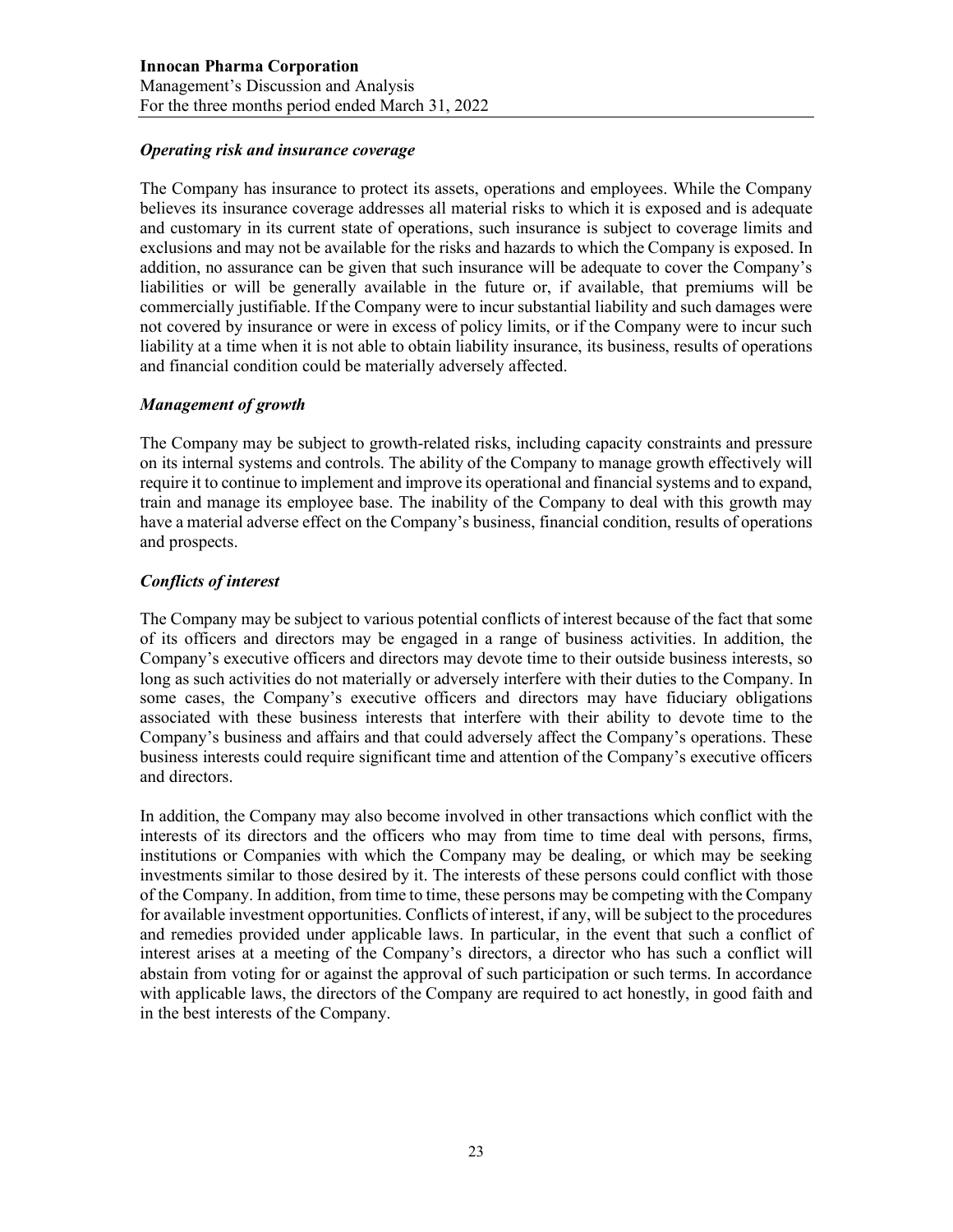### *Operating risk and insurance coverage*

The Company has insurance to protect its assets, operations and employees. While the Company believes its insurance coverage addresses all material risks to which it is exposed and is adequate and customary in its current state of operations, such insurance is subject to coverage limits and exclusions and may not be available for the risks and hazards to which the Company is exposed. In addition, no assurance can be given that such insurance will be adequate to cover the Company's liabilities or will be generally available in the future or, if available, that premiums will be commercially justifiable. If the Company were to incur substantial liability and such damages were not covered by insurance or were in excess of policy limits, or if the Company were to incur such liability at a time when it is not able to obtain liability insurance, its business, results of operations and financial condition could be materially adversely affected.

### *Management of growth*

The Company may be subject to growth-related risks, including capacity constraints and pressure on its internal systems and controls. The ability of the Company to manage growth effectively will require it to continue to implement and improve its operational and financial systems and to expand, train and manage its employee base. The inability of the Company to deal with this growth may have a material adverse effect on the Company's business, financial condition, results of operations and prospects.

### *Conflicts of interest*

The Company may be subject to various potential conflicts of interest because of the fact that some of its officers and directors may be engaged in a range of business activities. In addition, the Company's executive officers and directors may devote time to their outside business interests, so long as such activities do not materially or adversely interfere with their duties to the Company. In some cases, the Company's executive officers and directors may have fiduciary obligations associated with these business interests that interfere with their ability to devote time to the Company's business and affairs and that could adversely affect the Company's operations. These business interests could require significant time and attention of the Company's executive officers and directors.

In addition, the Company may also become involved in other transactions which conflict with the interests of its directors and the officers who may from time to time deal with persons, firms, institutions or Companies with which the Company may be dealing, or which may be seeking investments similar to those desired by it. The interests of these persons could conflict with those of the Company. In addition, from time to time, these persons may be competing with the Company for available investment opportunities. Conflicts of interest, if any, will be subject to the procedures and remedies provided under applicable laws. In particular, in the event that such a conflict of interest arises at a meeting of the Company's directors, a director who has such a conflict will abstain from voting for or against the approval of such participation or such terms. In accordance with applicable laws, the directors of the Company are required to act honestly, in good faith and in the best interests of the Company.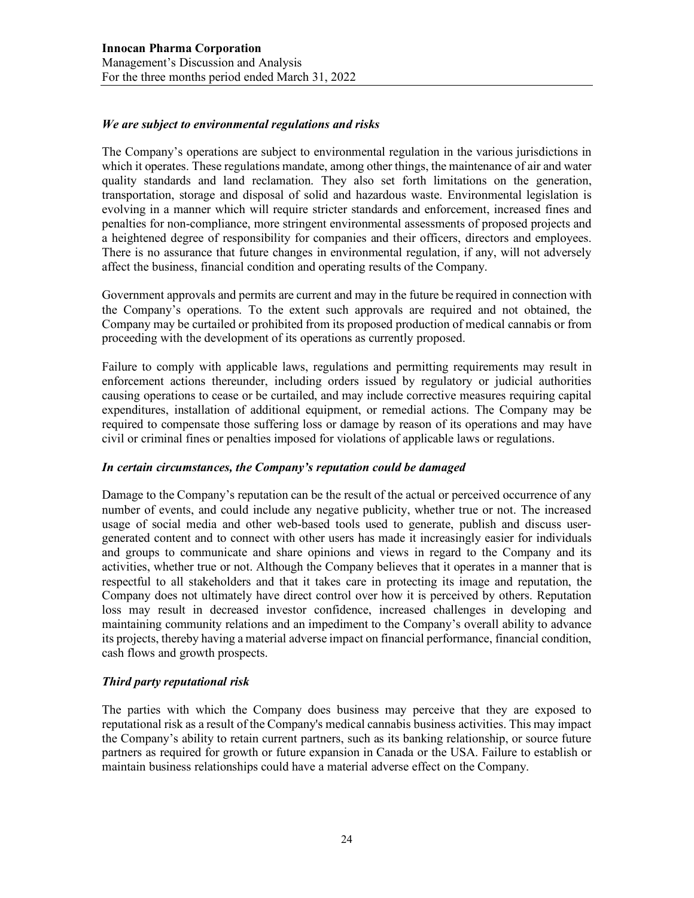### *We are subject to environmental regulations and risks*

The Company's operations are subject to environmental regulation in the various jurisdictions in which it operates. These regulations mandate, among other things, the maintenance of air and water quality standards and land reclamation. They also set forth limitations on the generation, transportation, storage and disposal of solid and hazardous waste. Environmental legislation is evolving in a manner which will require stricter standards and enforcement, increased fines and penalties for non-compliance, more stringent environmental assessments of proposed projects and a heightened degree of responsibility for companies and their officers, directors and employees. There is no assurance that future changes in environmental regulation, if any, will not adversely affect the business, financial condition and operating results of the Company.

Government approvals and permits are current and may in the future be required in connection with the Company's operations. To the extent such approvals are required and not obtained, the Company may be curtailed or prohibited from its proposed production of medical cannabis or from proceeding with the development of its operations as currently proposed.

Failure to comply with applicable laws, regulations and permitting requirements may result in enforcement actions thereunder, including orders issued by regulatory or judicial authorities causing operations to cease or be curtailed, and may include corrective measures requiring capital expenditures, installation of additional equipment, or remedial actions. The Company may be required to compensate those suffering loss or damage by reason of its operations and may have civil or criminal fines or penalties imposed for violations of applicable laws or regulations.

### *In certain circumstances, the Company's reputation could be damaged*

Damage to the Company's reputation can be the result of the actual or perceived occurrence of any number of events, and could include any negative publicity, whether true or not. The increased usage of social media and other web-based tools used to generate, publish and discuss user-generated content and to connect with other users has made it increasingly easier for individuals and groups to communicate and share opinions and views in regard to the Company and its activities, whether true or not. Although the Company believes that it operates in a manner that is respectful to all stakeholders and that it takes care in protecting its image and reputation, the Company does not ultimately have direct control over how it is perceived by others. Reputation loss may result in decreased investor confidence, increased challenges in developing and maintaining community relations and an impediment to the Company's overall ability to advance its projects, thereby having a material adverse impact on financial performance, financial condition, cash flows and growth prospects.

### *Third party reputational risk*

The parties with which the Company does business may perceive that they are exposed to reputational risk as a result of the Company's medical cannabis business activities. This may impact the Company's ability to retain current partners, such as its banking relationship, or source future partners as required for growth or future expansion in Canada or the USA. Failure to establish or maintain business relationships could have a material adverse effect on the Company.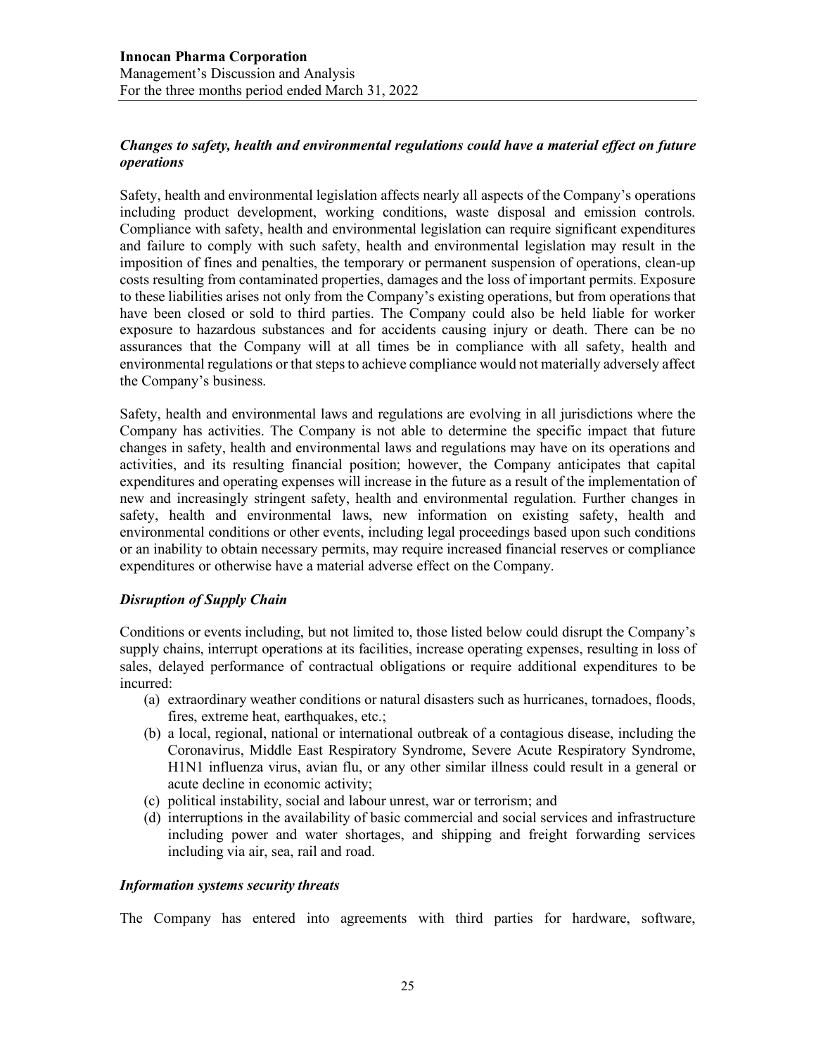### *Changes to safety, health and environmental regulations could have a material effect on future operations*

Safety, health and environmental legislation affects nearly all aspects of the Company's operations including product development, working conditions, waste disposal and emission controls. Compliance with safety, health and environmental legislation can require significant expenditures and failure to comply with such safety, health and environmental legislation may result in the imposition of fines and penalties, the temporary or permanent suspension of operations, clean-up costs resulting from contaminated properties, damages and the loss of important permits. Exposure to these liabilities arises not only from the Company's existing operations, but from operations that have been closed or sold to third parties. The Company could also be held liable for worker exposure to hazardous substances and for accidents causing injury or death. There can be no assurances that the Company will at all times be in compliance with all safety, health and environmental regulations or that steps to achieve compliance would not materially adversely affect the Company's business.

Safety, health and environmental laws and regulations are evolving in all jurisdictions where the Company has activities. The Company is not able to determine the specific impact that future changes in safety, health and environmental laws and regulations may have on its operations and activities, and its resulting financial position; however, the Company anticipates that capital expenditures and operating expenses will increase in the future as a result of the implementation of new and increasingly stringent safety, health and environmental regulation. Further changes in safety, health and environmental laws, new information on existing safety, health and environmental conditions or other events, including legal proceedings based upon such conditions or an inability to obtain necessary permits, may require increased financial reserves or compliance expenditures or otherwise have a material adverse effect on the Company.

### *Disruption of Supply Chain*

Conditions or events including, but not limited to, those listed below could disrupt the Company's supply chains, interrupt operations at its facilities, increase operating expenses, resulting in loss of sales, delayed performance of contractual obligations or require additional expenditures to be incurred:

(a) extraordinary weather conditions or natural disasters such as hurricanes, tornadoes, floods, fires, extreme heat, earthquakes, etc.;
(b) a local, regional, national or international outbreak of a contagious disease, including the Coronavirus, Middle East Respiratory Syndrome, Severe Acute Respiratory Syndrome, H1N1 influenza virus, avian flu, or any other similar illness could result in a general or acute decline in economic activity;
(c) political instability, social and labour unrest, war or terrorism; and
(d) interruptions in the availability of basic commercial and social services and infrastructure including power and water shortages, and shipping and freight forwarding services including via air, sea, rail and road.

### *Information systems security threats*

The Company has entered into agreements with third parties for hardware, software,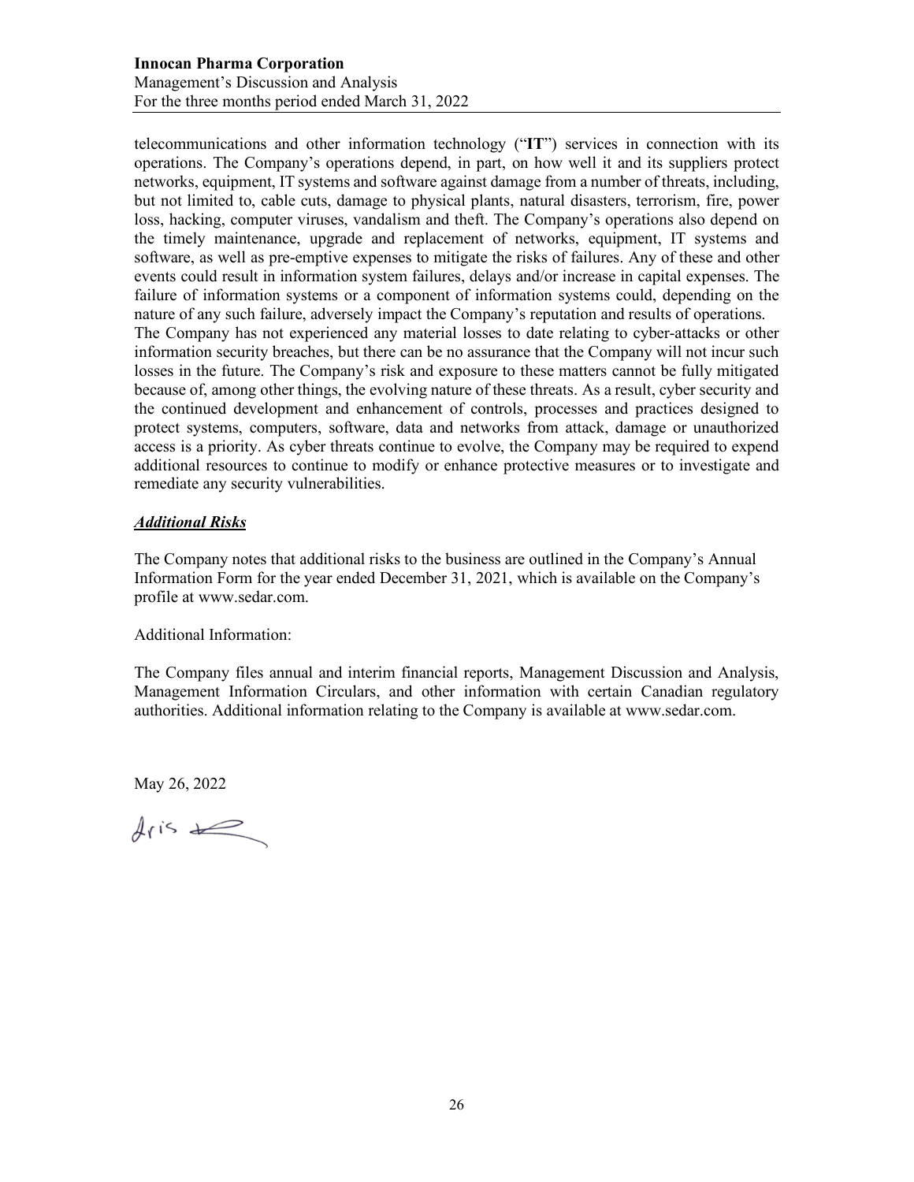telecommunications and other information technology ("**IT**") services in connection with its operations. The Company's operations depend, in part, on how well it and its suppliers protect networks, equipment, IT systems and software against damage from a number of threats, including, but not limited to, cable cuts, damage to physical plants, natural disasters, terrorism, fire, power loss, hacking, computer viruses, vandalism and theft. The Company's operations also depend on the timely maintenance, upgrade and replacement of networks, equipment, IT systems and software, as well as pre-emptive expenses to mitigate the risks of failures. Any of these and other events could result in information system failures, delays and/or increase in capital expenses. The failure of information systems or a component of information systems could, depending on the nature of any such failure, adversely impact the Company's reputation and results of operations.

The Company has not experienced any material losses to date relating to cyber-attacks or other information security breaches, but there can be no assurance that the Company will not incur such losses in the future. The Company's risk and exposure to these matters cannot be fully mitigated because of, among other things, the evolving nature of these threats. As a result, cyber security and the continued development and enhancement of controls, processes and practices designed to protect systems, computers, software, data and networks from attack, damage or unauthorized access is a priority. As cyber threats continue to evolve, the Company may be required to expend additional resources to continue to modify or enhance protective measures or to investigate and remediate any security vulnerabilities.

***Additional Risks***

The Company notes that additional risks to the business are outlined in the Company's Annual Information Form for the year ended December 31, 2021, which is available on the Company's profile at www.sedar.com.

Additional Information:

The Company files annual and interim financial reports, Management Discussion and Analysis, Management Information Circulars, and other information with certain Canadian regulatory authorities. Additional information relating to the Company is available at www.sedar.com.

May 26, 2022